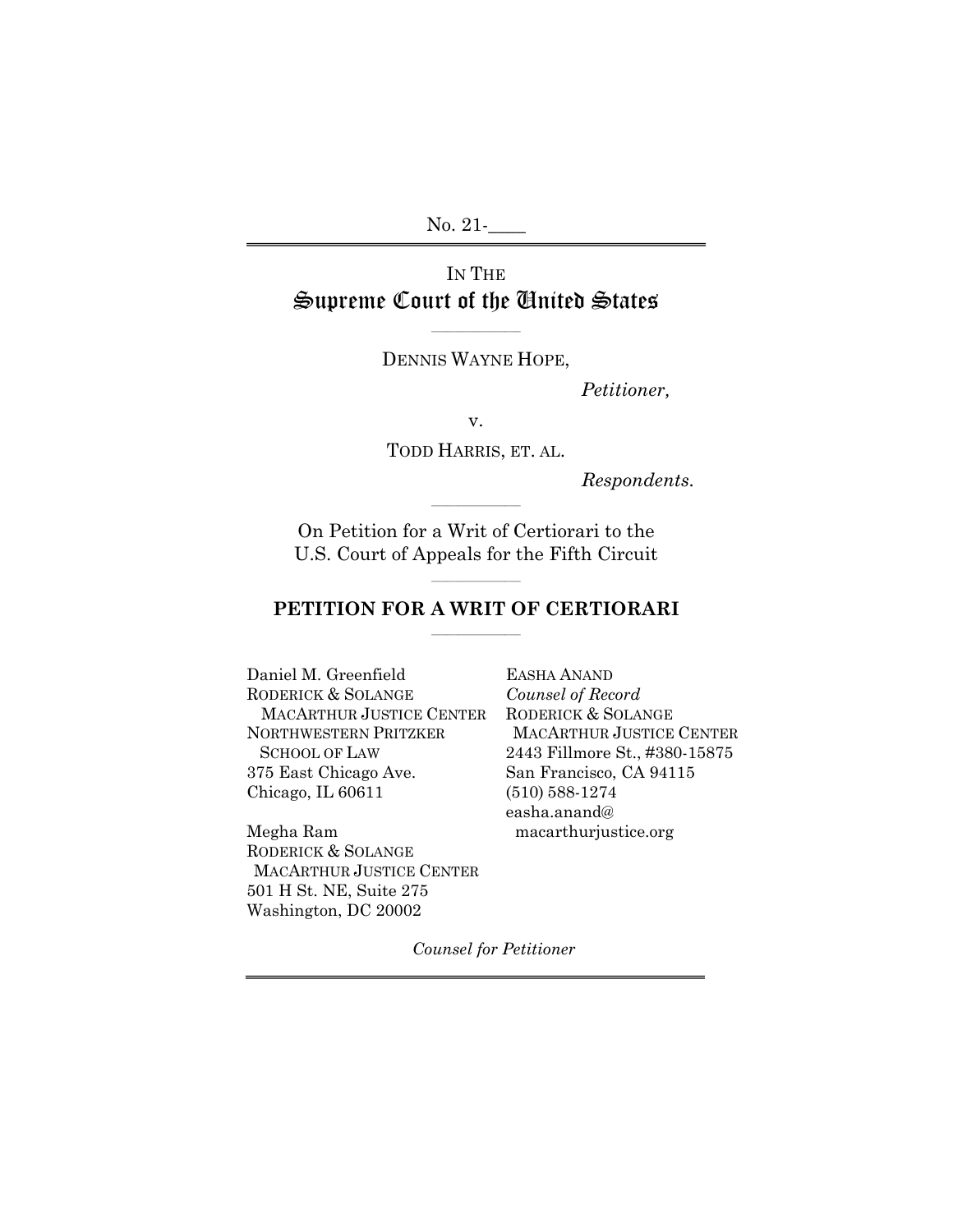No. 21-____

IN THE

# Supreme Court of the United States

DENNIS WAYNE HOPE,

*Petitioner,*

v.

TODD HARRIS, ET. AL.

*Respondents.*

On Petition for a Writ of Certiorari to the U.S. Court of Appeals for the Fifth Circuit

## PETITION FOR A WRIT OF CERTIORARI

EASHA ANAND
*Counsel of Record*
RODERICK & SOLANGE MACARTHUR JUSTICE CENTER
2443 Fillmore St., #380-15875
San Francisco, CA 94115
(510) 588-1274
easha.anand@macarthurjustice.org

Daniel M. Greenfield
RODERICK & SOLANGE MACARTHUR JUSTICE CENTER
NORTHWESTERN PRITZKER SCHOOL OF LAW
375 East Chicago Ave.
Chicago, IL 60611

Megha Ram
RODERICK & SOLANGE MACARTHUR JUSTICE CENTER
501 H St. NE, Suite 275
Washington, DC 20002

*Counsel for Petitioner*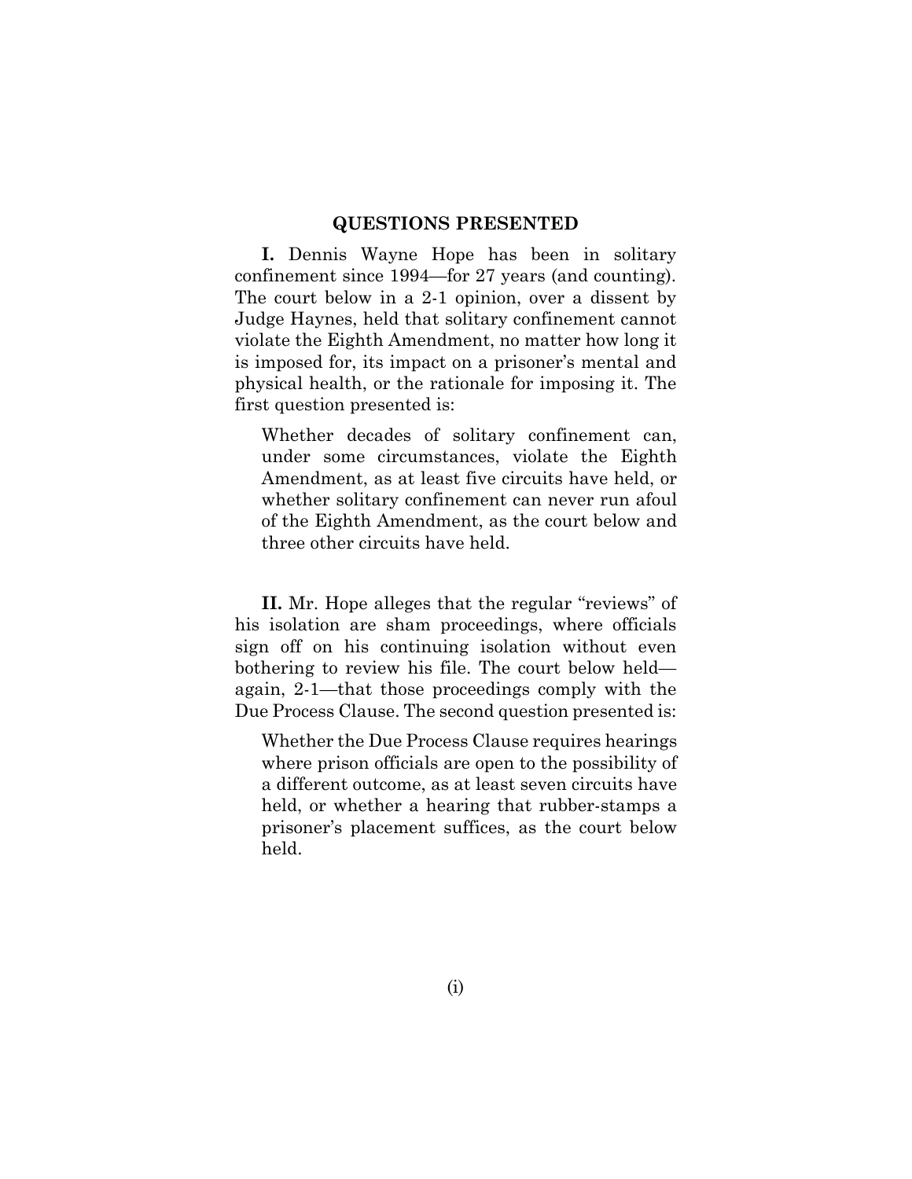# QUESTIONS PRESENTED

**I.** Dennis Wayne Hope has been in solitary confinement since 1994—for 27 years (and counting). The court below in a 2-1 opinion, over a dissent by Judge Haynes, held that solitary confinement cannot violate the Eighth Amendment, no matter how long it is imposed for, its impact on a prisoner's mental and physical health, or the rationale for imposing it. The first question presented is:

> Whether decades of solitary confinement can, under some circumstances, violate the Eighth Amendment, as at least five circuits have held, or whether solitary confinement can never run afoul of the Eighth Amendment, as the court below and three other circuits have held.

**II.** Mr. Hope alleges that the regular "reviews" of his isolation are sham proceedings, where officials sign off on his continuing isolation without even bothering to review his file. The court below held—again, 2-1—that those proceedings comply with the Due Process Clause. The second question presented is:

> Whether the Due Process Clause requires hearings where prison officials are open to the possibility of a different outcome, as at least seven circuits have held, or whether a hearing that rubber-stamps a prisoner's placement suffices, as the court below held.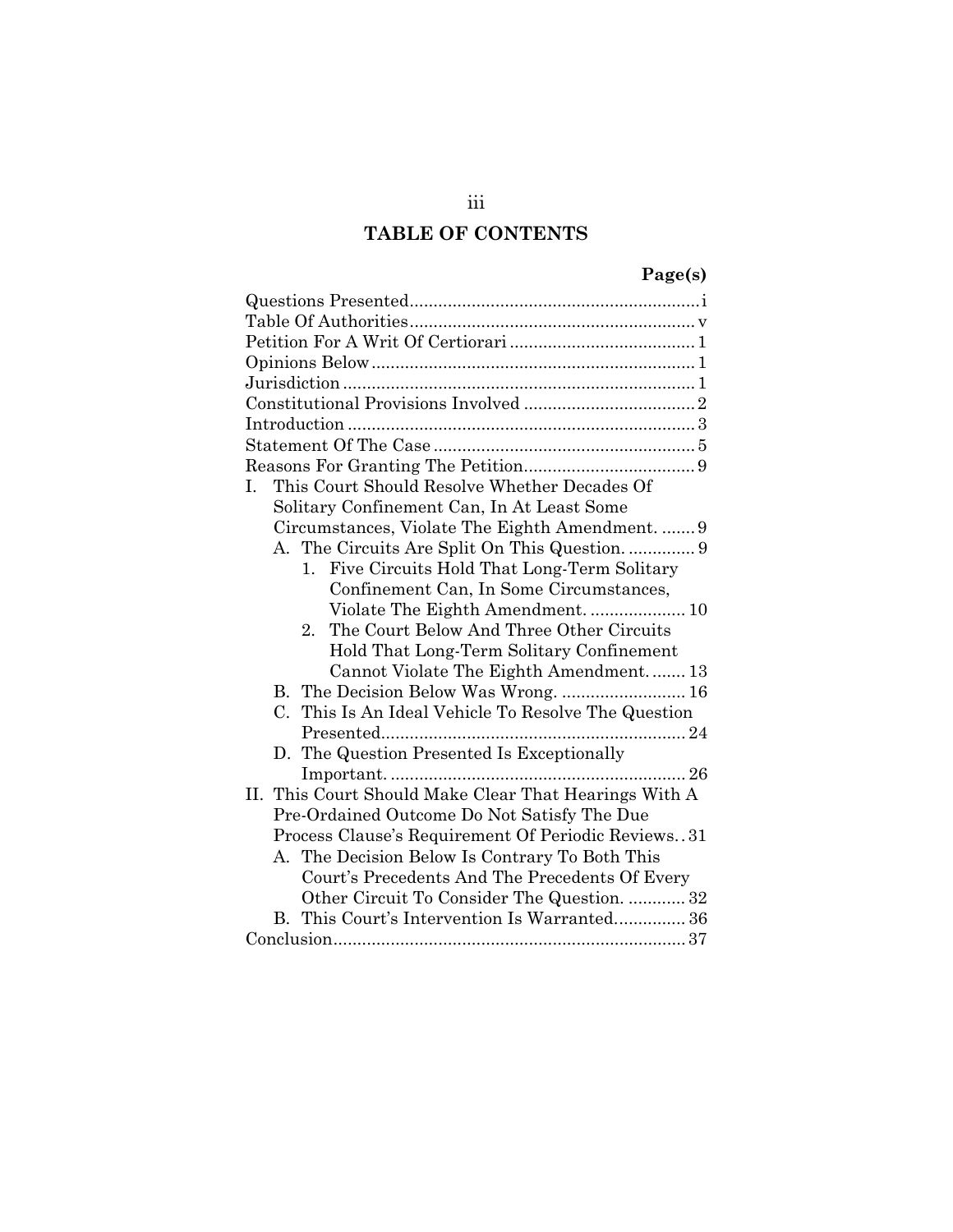# TABLE OF CONTENTS

**Page(s)**

Questions Presented ........ i
Table Of Authorities ........ v
Petition For A Writ Of Certiorari ........ 1
Opinions Below ........ 1
Jurisdiction ........ 1
Constitutional Provisions Involved ........ 2
Introduction ........ 3
Statement Of The Case ........ 5
Reasons For Granting The Petition ........ 9

I. This Court Should Resolve Whether Decades Of Solitary Confinement Can, In At Least Some Circumstances, Violate The Eighth Amendment. ........ 9
   A. The Circuits Are Split On This Question. ........ 9
      1. Five Circuits Hold That Long-Term Solitary Confinement Can, In Some Circumstances, Violate The Eighth Amendment. ........ 10
      2. The Court Below And Three Other Circuits Hold That Long-Term Solitary Confinement Cannot Violate The Eighth Amendment. ........ 13
   B. The Decision Below Was Wrong. ........ 16
   C. This Is An Ideal Vehicle To Resolve The Question Presented. ........ 24
   D. The Question Presented Is Exceptionally Important. ........ 26

II. This Court Should Make Clear That Hearings With A Pre-Ordained Outcome Do Not Satisfy The Due Process Clause's Requirement Of Periodic Reviews. . 31
   A. The Decision Below Is Contrary To Both This Court's Precedents And The Precedents Of Every Other Circuit To Consider The Question. ........ 32
   B. This Court's Intervention Is Warranted. ........ 36

Conclusion ........ 37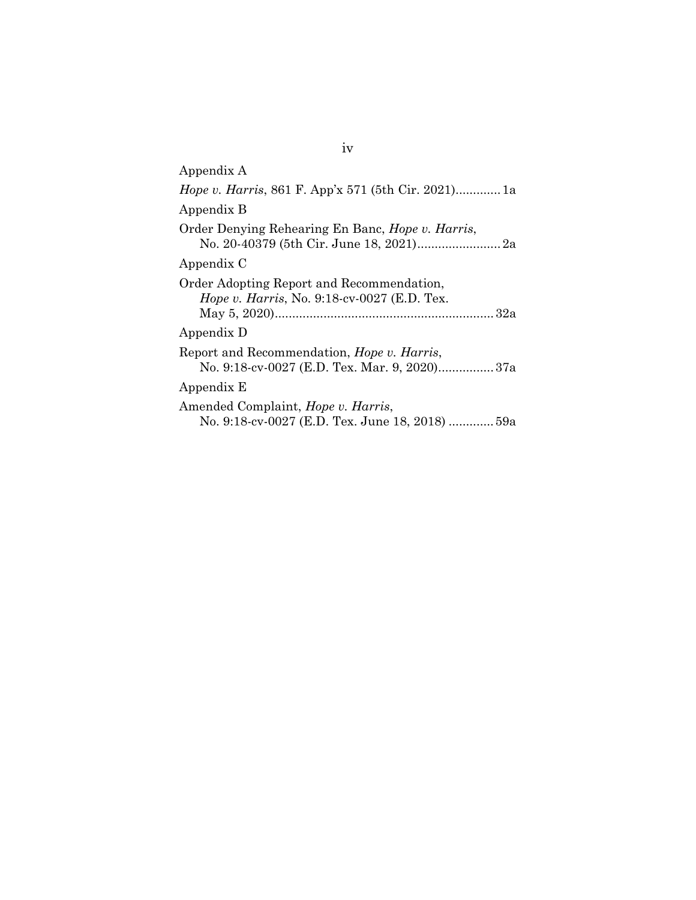Appendix A

*Hope v. Harris*, 861 F. App'x 571 (5th Cir. 2021)............. 1a

Appendix B

Order Denying Rehearing En Banc, *Hope v. Harris*, No. 20-40379 (5th Cir. June 18, 2021)........................ 2a

Appendix C

Order Adopting Report and Recommendation, *Hope v. Harris*, No. 9:18-cv-0027 (E.D. Tex. May 5, 2020).............................................................. 32a

Appendix D

Report and Recommendation, *Hope v. Harris*, No. 9:18-cv-0027 (E.D. Tex. Mar. 9, 2020)................ 37a

Appendix E

Amended Complaint, *Hope v. Harris*, No. 9:18-cv-0027 (E.D. Tex. June 18, 2018) ............. 59a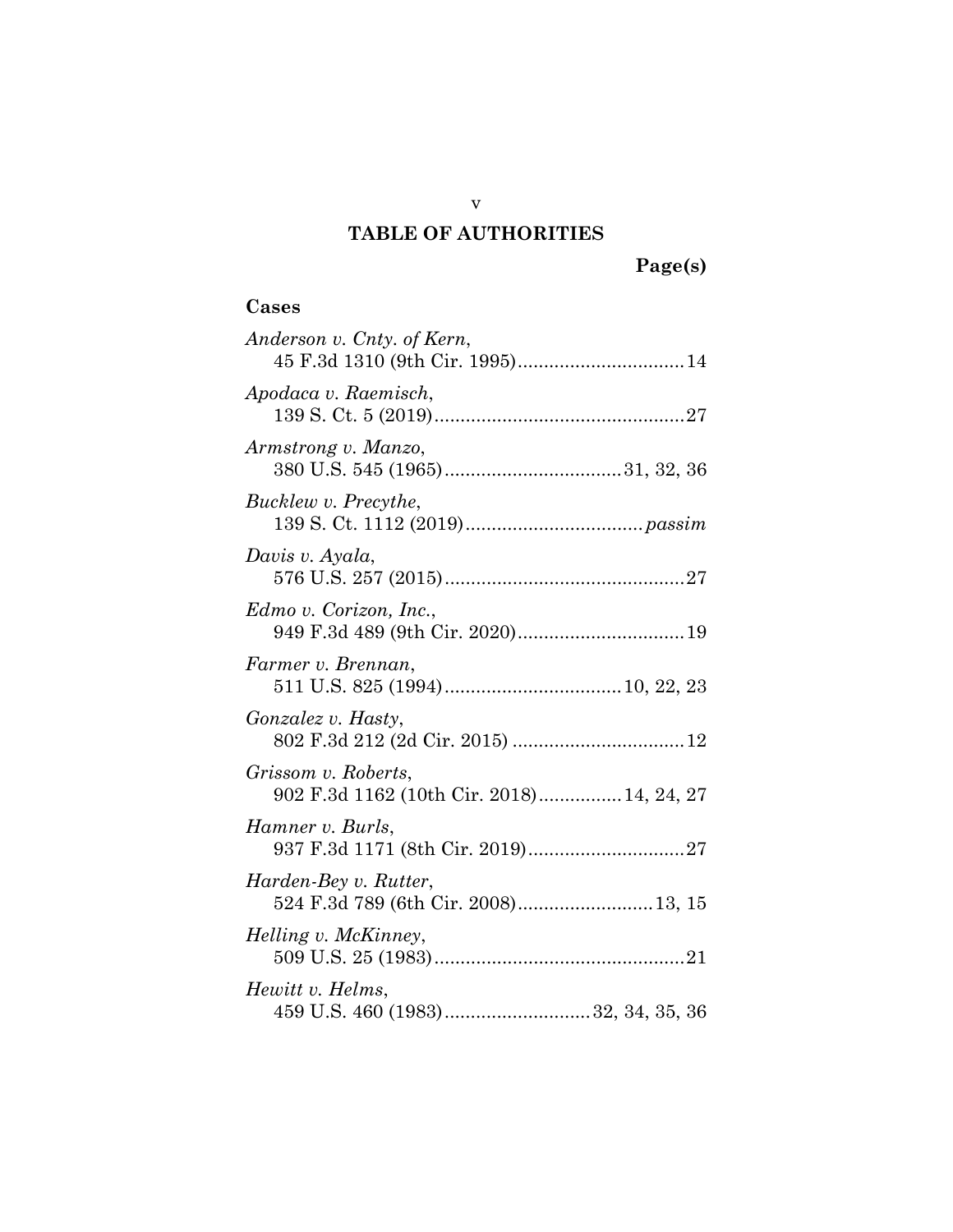# TABLE OF AUTHORITIES

**Page(s)**

## Cases

*Anderson v. Cnty. of Kern*,
45 F.3d 1310 (9th Cir. 1995)................................14

*Apodaca v. Raemisch*,
139 S. Ct. 5 (2019)................................................27

*Armstrong v. Manzo*,
380 U.S. 545 (1965)..................................31, 32, 36

*Bucklew v. Precythe*,
139 S. Ct. 1112 (2019)..................................*passim*

*Davis v. Ayala*,
576 U.S. 257 (2015)..............................................27

*Edmo v. Corizon, Inc.*,
949 F.3d 489 (9th Cir. 2020)................................19

*Farmer v. Brennan*,
511 U.S. 825 (1994)..................................10, 22, 23

*Gonzalez v. Hasty*,
802 F.3d 212 (2d Cir. 2015) .................................12

*Grissom v. Roberts*,
902 F.3d 1162 (10th Cir. 2018)................14, 24, 27

*Hamner v. Burls*,
937 F.3d 1171 (8th Cir. 2019)..............................27

*Harden-Bey v. Rutter*,
524 F.3d 789 (6th Cir. 2008)..........................13, 15

*Helling v. McKinney*,
509 U.S. 25 (1983)................................................21

*Hewitt v. Helms*,
459 U.S. 460 (1983)............................32, 34, 35, 36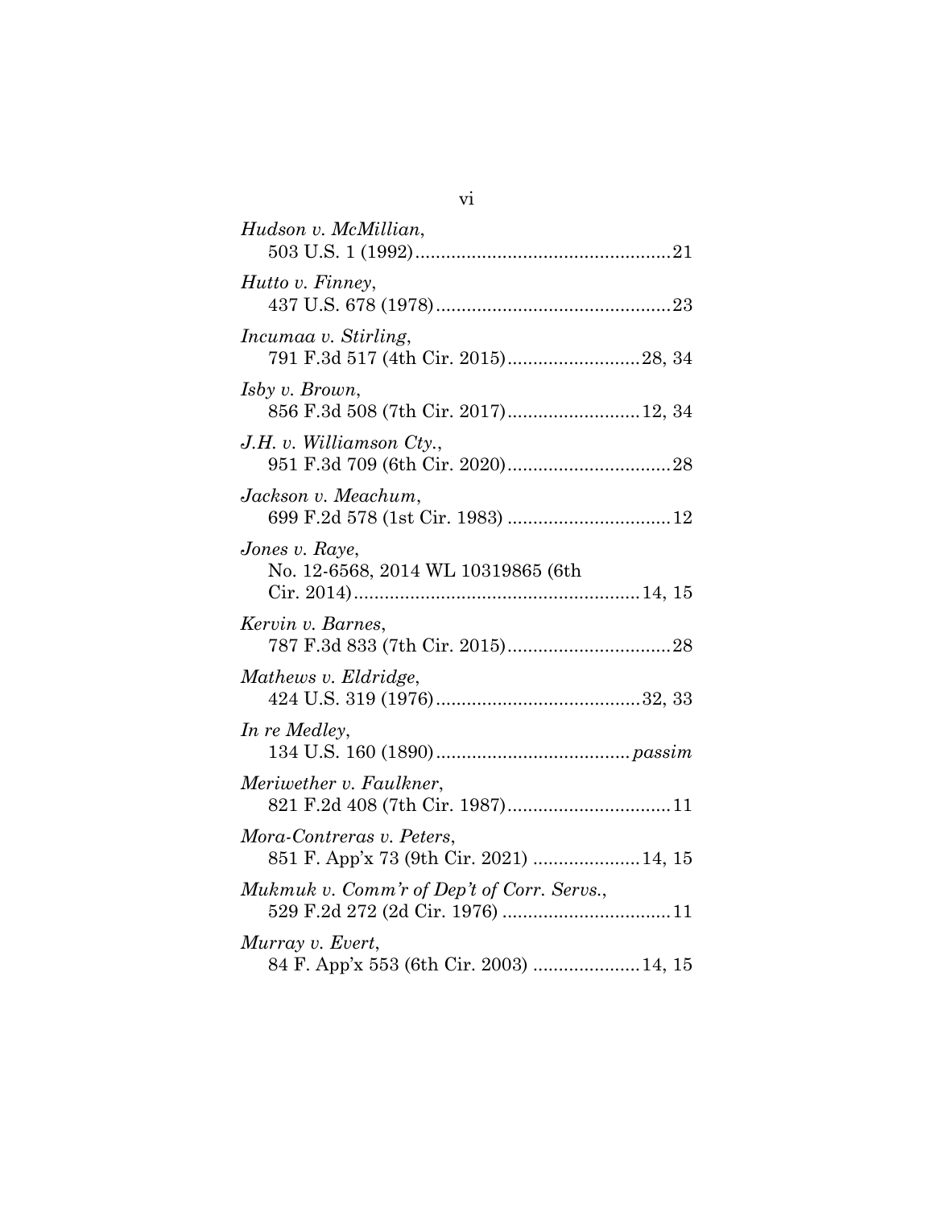*Hudson v. McMillian*,
503 U.S. 1 (1992) .................................................. 21

*Hutto v. Finney*,
437 U.S. 678 (1978) .............................................. 23

*Incumaa v. Stirling*,
791 F.3d 517 (4th Cir. 2015) .......................... 28, 34

*Isby v. Brown*,
856 F.3d 508 (7th Cir. 2017) .......................... 12, 34

*J.H. v. Williamson Cty.*,
951 F.3d 709 (6th Cir. 2020) ................................ 28

*Jackson v. Meachum*,
699 F.2d 578 (1st Cir. 1983) ................................ 12

*Jones v. Raye*,
No. 12-6568, 2014 WL 10319865 (6th Cir. 2014) ........................................................ 14, 15

*Kervin v. Barnes*,
787 F.3d 833 (7th Cir. 2015) ................................ 28

*Mathews v. Eldridge*,
424 U.S. 319 (1976) ........................................ 32, 33

*In re Medley*,
134 U.S. 160 (1890) ...................................... *passim*

*Meriwether v. Faulkner*,
821 F.2d 408 (7th Cir. 1987) ................................ 11

*Mora-Contreras v. Peters*,
851 F. App'x 73 (9th Cir. 2021) ..................... 14, 15

*Mukmuk v. Comm'r of Dep't of Corr. Servs.*,
529 F.2d 272 (2d Cir. 1976) ................................. 11

*Murray v. Evert*,
84 F. App'x 553 (6th Cir. 2003) ..................... 14, 15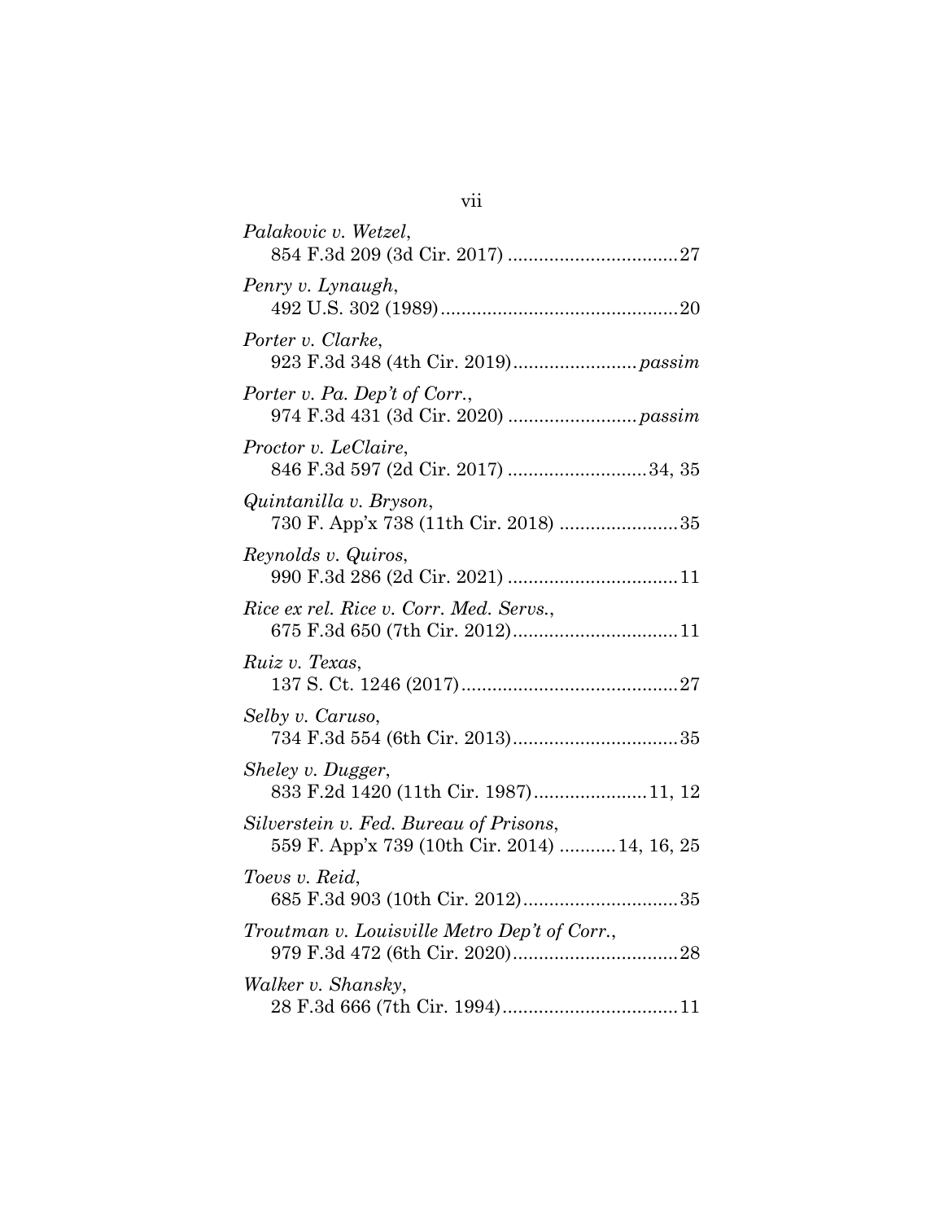*Palakovic v. Wetzel*,
854 F.3d 209 (3d Cir. 2017) ................................27

*Penry v. Lynaugh*,
492 U.S. 302 (1989)...............................................20

*Porter v. Clarke*,
923 F.3d 348 (4th Cir. 2019)........................*passim*

*Porter v. Pa. Dep't of Corr.*,
974 F.3d 431 (3d Cir. 2020) .........................*passim*

*Proctor v. LeClaire*,
846 F.3d 597 (2d Cir. 2017) ...........................34, 35

*Quintanilla v. Bryson*,
730 F. App'x 738 (11th Cir. 2018) .......................35

*Reynolds v. Quiros*,
990 F.3d 286 (2d Cir. 2021) .................................11

*Rice ex rel. Rice v. Corr. Med. Servs.*,
675 F.3d 650 (7th Cir. 2012)................................11

*Ruiz v. Texas*,
137 S. Ct. 1246 (2017)..........................................27

*Selby v. Caruso*,
734 F.3d 554 (6th Cir. 2013)................................35

*Sheley v. Dugger*,
833 F.2d 1420 (11th Cir. 1987)......................11, 12

*Silverstein v. Fed. Bureau of Prisons*,
559 F. App'x 739 (10th Cir. 2014) ...........14, 16, 25

*Toevs v. Reid*,
685 F.3d 903 (10th Cir. 2012)..............................35

*Troutman v. Louisville Metro Dep't of Corr.*,
979 F.3d 472 (6th Cir. 2020)................................28

*Walker v. Shansky*,
28 F.3d 666 (7th Cir. 1994)..................................11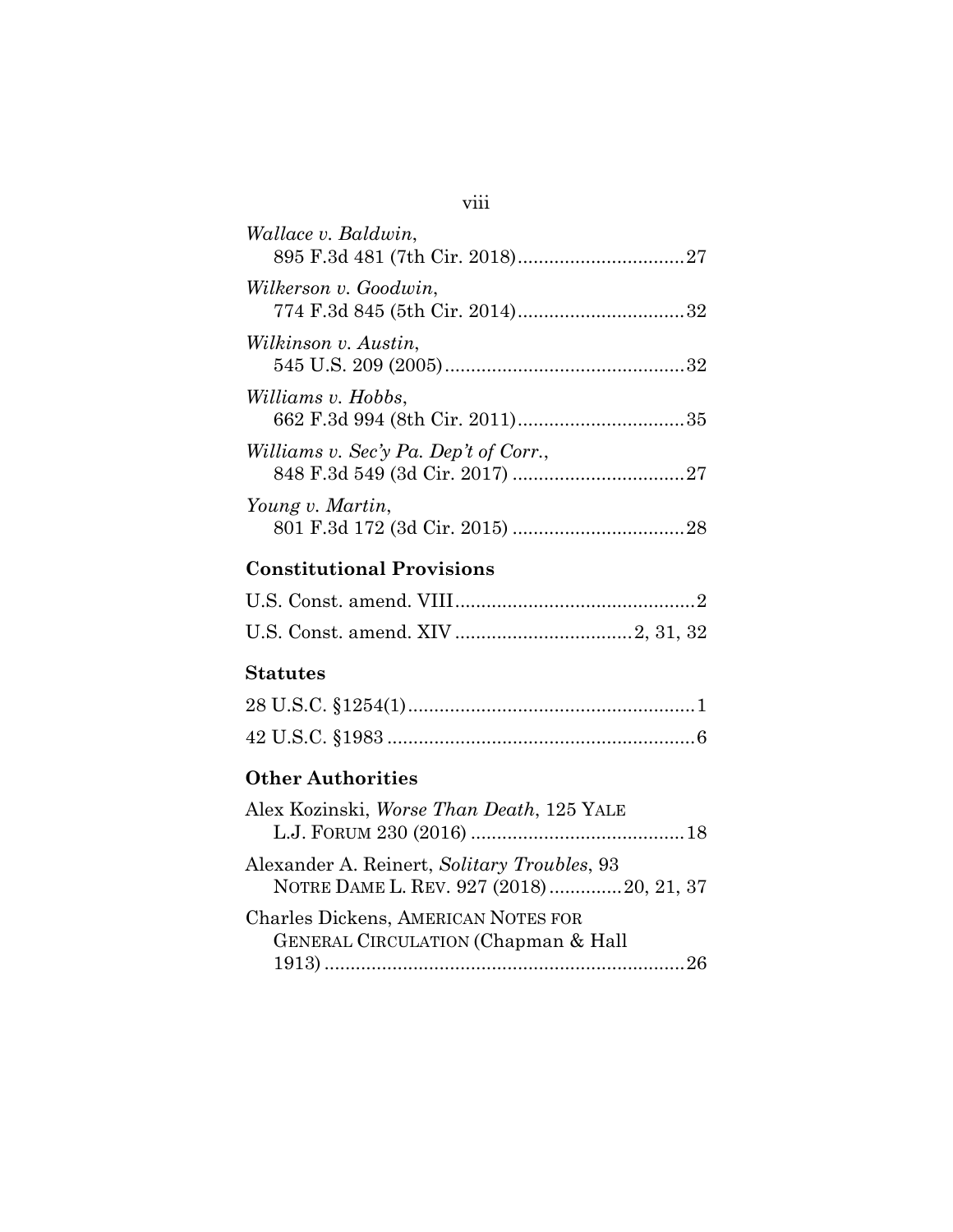*Wallace v. Baldwin*,
895 F.3d 481 (7th Cir. 2018)................................27

*Wilkerson v. Goodwin*,
774 F.3d 845 (5th Cir. 2014)................................32

*Wilkinson v. Austin*,
545 U.S. 209 (2005).............................................32

*Williams v. Hobbs*,
662 F.3d 994 (8th Cir. 2011)................................35

*Williams v. Sec'y Pa. Dep't of Corr.*,
848 F.3d 549 (3d Cir. 2017) .................................27

*Young v. Martin*,
801 F.3d 172 (3d Cir. 2015) .................................28

### Constitutional Provisions

U.S. Const. amend. VIII..............................................2

U.S. Const. amend. XIV .................................2, 31, 32

### Statutes

28 U.S.C. §1254(1).......................................................1

42 U.S.C. §1983 ..........................................................6

### Other Authorities

Alex Kozinski, *Worse Than Death*, 125 YALE L.J. FORUM 230 (2016) .........................................18

Alexander A. Reinert, *Solitary Troubles*, 93 NOTRE DAME L. REV. 927 (2018).............20, 21, 37

Charles Dickens, AMERICAN NOTES FOR GENERAL CIRCULATION (Chapman & Hall 1913) .....................................................................26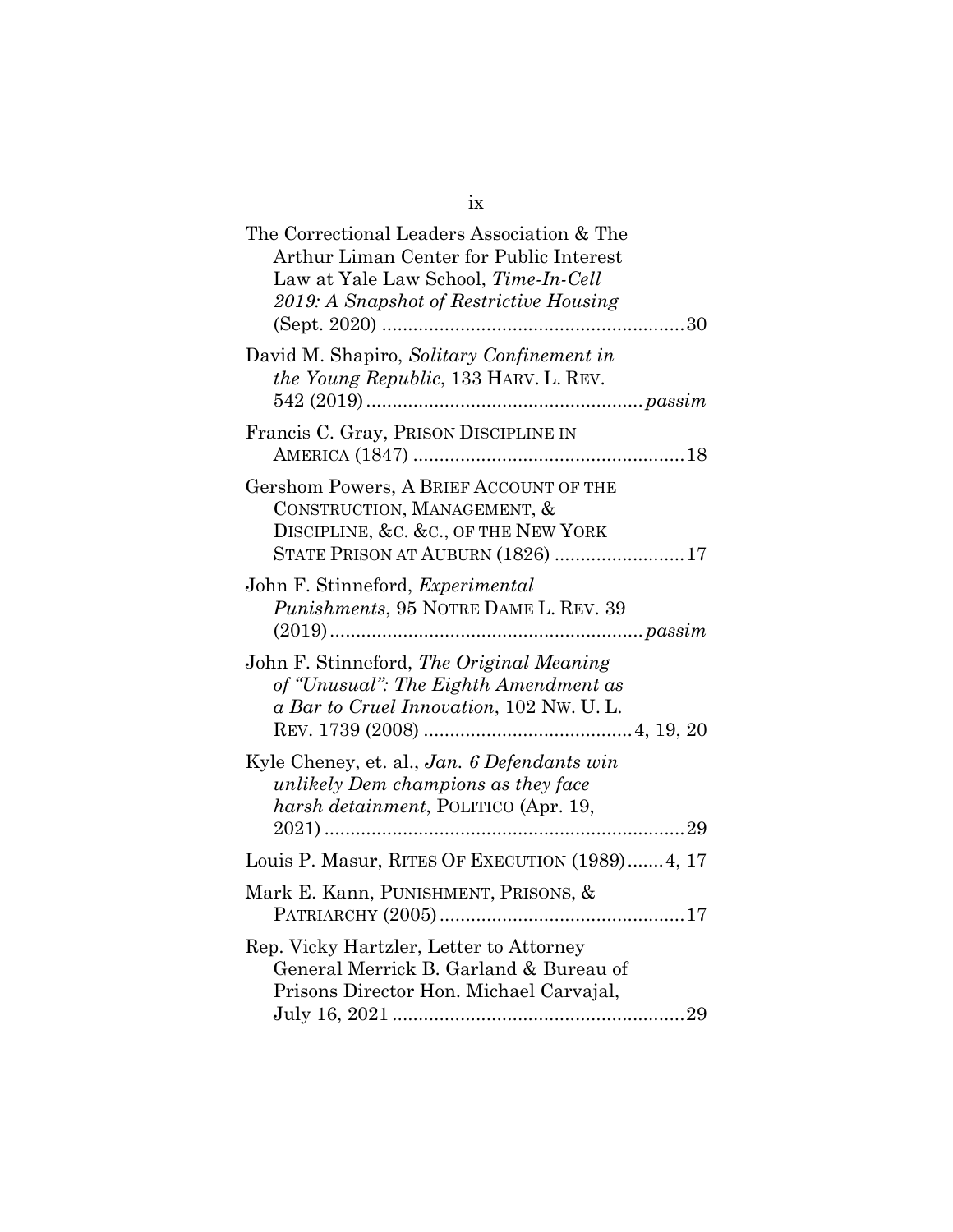The Correctional Leaders Association & The Arthur Liman Center for Public Interest Law at Yale Law School, *Time-In-Cell 2019: A Snapshot of Restrictive Housing* (Sept. 2020) .......................................................... 30

David M. Shapiro, *Solitary Confinement in the Young Republic*, 133 HARV. L. REV. 542 (2019) .................................................... *passim*

Francis C. Gray, PRISON DISCIPLINE IN AMERICA (1847) .................................................... 18

Gershom Powers, A BRIEF ACCOUNT OF THE CONSTRUCTION, MANAGEMENT, & DISCIPLINE, &C. &C., OF THE NEW YORK STATE PRISON AT AUBURN (1826) ......................... 17

John F. Stinneford, *Experimental Punishments*, 95 NOTRE DAME L. REV. 39 (2019) ........................................................... *passim*

John F. Stinneford, *The Original Meaning of "Unusual": The Eighth Amendment as a Bar to Cruel Innovation*, 102 NW. U. L. REV. 1739 (2008) ........................................ 4, 19, 20

Kyle Cheney, et. al., *Jan. 6 Defendants win unlikely Dem champions as they face harsh detainment*, POLITICO (Apr. 19, 2021) ..................................................................... 29

Louis P. Masur, RITES OF EXECUTION (1989) ....... 4, 17

Mark E. Kann, PUNISHMENT, PRISONS, & PATRIARCHY (2005) .............................................. 17

Rep. Vicky Hartzler, Letter to Attorney General Merrick B. Garland & Bureau of Prisons Director Hon. Michael Carvajal, July 16, 2021 ........................................................ 29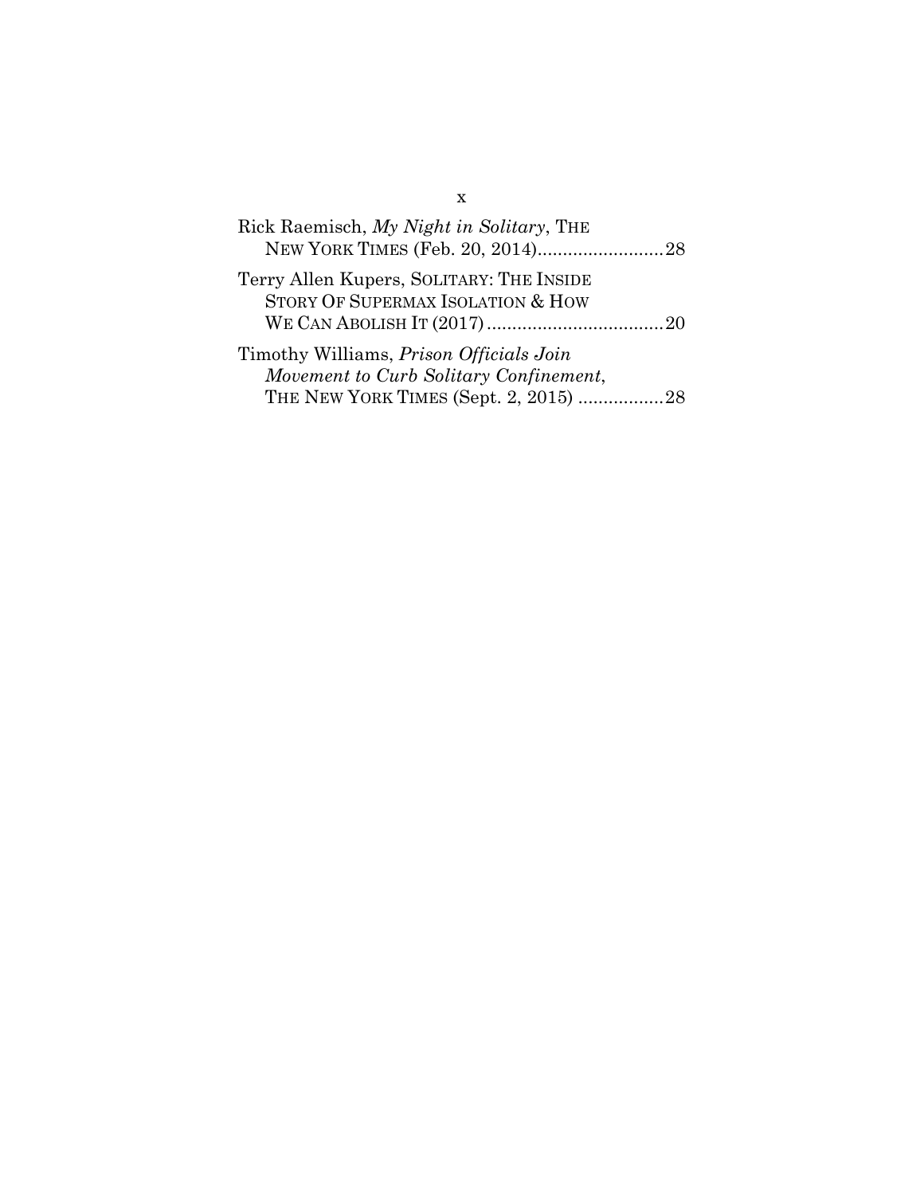Rick Raemisch, *My Night in Solitary*, THE NEW YORK TIMES (Feb. 20, 2014) .........................28

Terry Allen Kupers, SOLITARY: THE INSIDE STORY OF SUPERMAX ISOLATION & HOW WE CAN ABOLISH IT (2017) ...................................20

Timothy Williams, *Prison Officials Join Movement to Curb Solitary Confinement*, THE NEW YORK TIMES (Sept. 2, 2015) .................28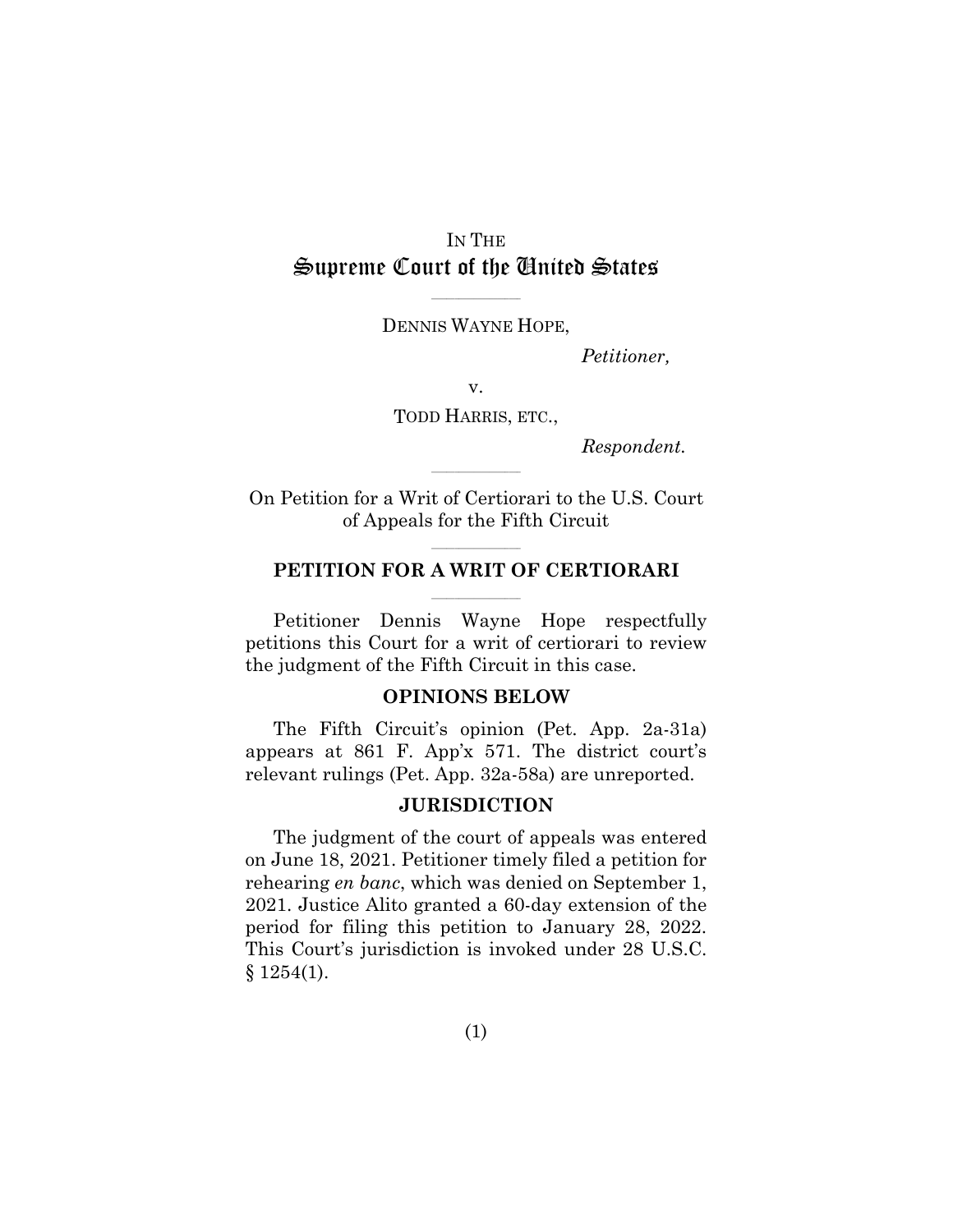IN THE
# Supreme Court of the United States

DENNIS WAYNE HOPE,

*Petitioner,*

v.

TODD HARRIS, ETC.,

*Respondent.*

On Petition for a Writ of Certiorari to the U.S. Court of Appeals for the Fifth Circuit

## PETITION FOR A WRIT OF CERTIORARI

Petitioner Dennis Wayne Hope respectfully petitions this Court for a writ of certiorari to review the judgment of the Fifth Circuit in this case.

## OPINIONS BELOW

The Fifth Circuit's opinion (Pet. App. 2a-31a) appears at 861 F. App'x 571. The district court's relevant rulings (Pet. App. 32a-58a) are unreported.

## JURISDICTION

The judgment of the court of appeals was entered on June 18, 2021. Petitioner timely filed a petition for rehearing *en banc*, which was denied on September 1, 2021. Justice Alito granted a 60-day extension of the period for filing this petition to January 28, 2022. This Court's jurisdiction is invoked under 28 U.S.C. § 1254(1).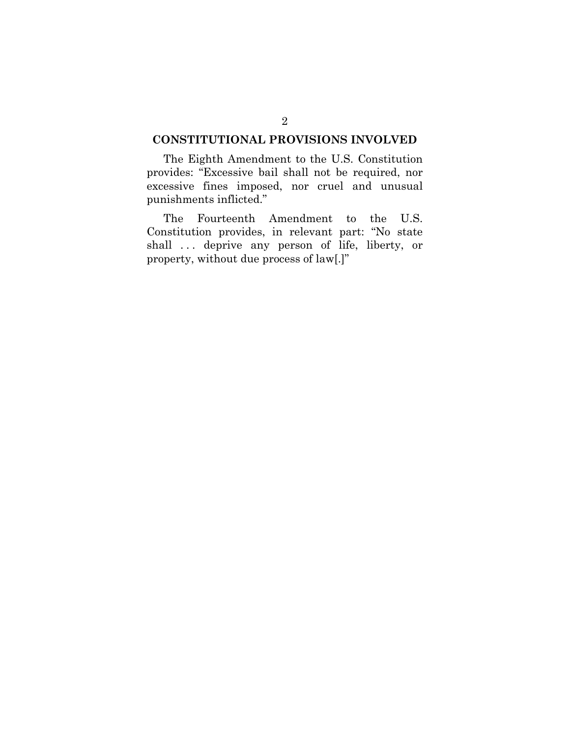## CONSTITUTIONAL PROVISIONS INVOLVED

The Eighth Amendment to the U.S. Constitution provides: "Excessive bail shall not be required, nor excessive fines imposed, nor cruel and unusual punishments inflicted."

The Fourteenth Amendment to the U.S. Constitution provides, in relevant part: "No state shall . . . deprive any person of life, liberty, or property, without due process of law[.]"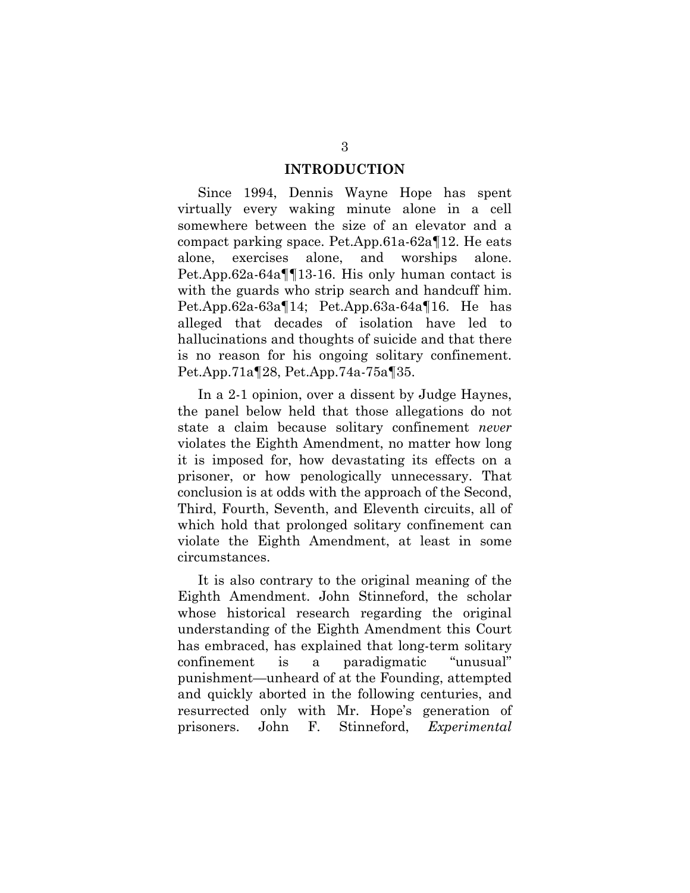## INTRODUCTION

Since 1994, Dennis Wayne Hope has spent virtually every waking minute alone in a cell somewhere between the size of an elevator and a compact parking space. Pet.App.61a-62a¶12. He eats alone, exercises alone, and worships alone. Pet.App.62a-64a¶¶13-16. His only human contact is with the guards who strip search and handcuff him. Pet.App.62a-63a¶14; Pet.App.63a-64a¶16. He has alleged that decades of isolation have led to hallucinations and thoughts of suicide and that there is no reason for his ongoing solitary confinement. Pet.App.71a¶28, Pet.App.74a-75a¶35.

In a 2-1 opinion, over a dissent by Judge Haynes, the panel below held that those allegations do not state a claim because solitary confinement *never* violates the Eighth Amendment, no matter how long it is imposed for, how devastating its effects on a prisoner, or how penologically unnecessary. That conclusion is at odds with the approach of the Second, Third, Fourth, Seventh, and Eleventh circuits, all of which hold that prolonged solitary confinement can violate the Eighth Amendment, at least in some circumstances.

It is also contrary to the original meaning of the Eighth Amendment. John Stinneford, the scholar whose historical research regarding the original understanding of the Eighth Amendment this Court has embraced, has explained that long-term solitary confinement is a paradigmatic "unusual" punishment—unheard of at the Founding, attempted and quickly aborted in the following centuries, and resurrected only with Mr. Hope's generation of prisoners. John F. Stinneford, *Experimental*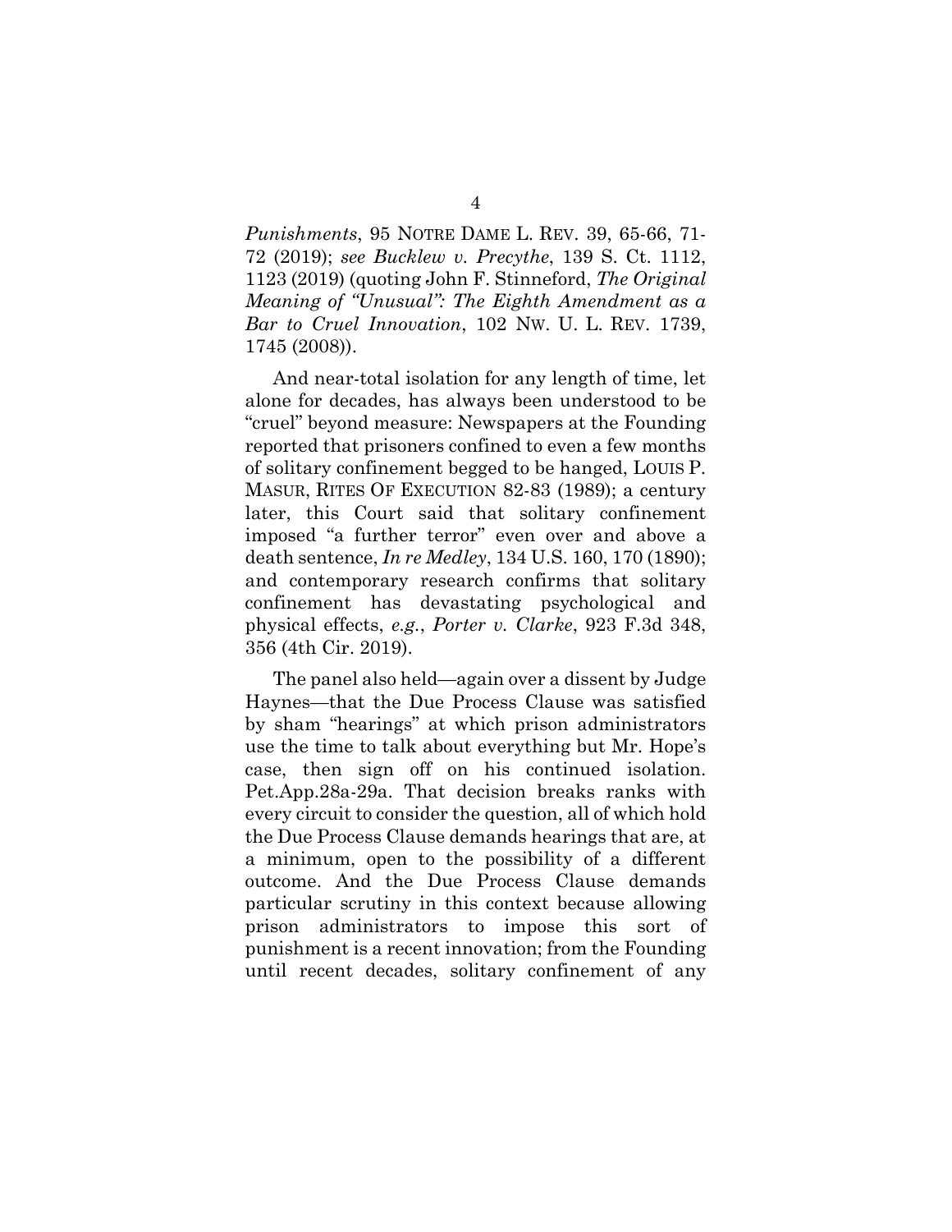*Punishments*, 95 NOTRE DAME L. REV. 39, 65-66, 71-72 (2019); *see Bucklew v. Precythe*, 139 S. Ct. 1112, 1123 (2019) (quoting John F. Stinneford, *The Original Meaning of "Unusual": The Eighth Amendment as a Bar to Cruel Innovation*, 102 NW. U. L. REV. 1739, 1745 (2008)).

And near-total isolation for any length of time, let alone for decades, has always been understood to be "cruel" beyond measure: Newspapers at the Founding reported that prisoners confined to even a few months of solitary confinement begged to be hanged, LOUIS P. MASUR, RITES OF EXECUTION 82-83 (1989); a century later, this Court said that solitary confinement imposed "a further terror" even over and above a death sentence, *In re Medley*, 134 U.S. 160, 170 (1890); and contemporary research confirms that solitary confinement has devastating psychological and physical effects, *e.g.*, *Porter v. Clarke*, 923 F.3d 348, 356 (4th Cir. 2019).

The panel also held—again over a dissent by Judge Haynes—that the Due Process Clause was satisfied by sham "hearings" at which prison administrators use the time to talk about everything but Mr. Hope's case, then sign off on his continued isolation. Pet.App.28a-29a. That decision breaks ranks with every circuit to consider the question, all of which hold the Due Process Clause demands hearings that are, at a minimum, open to the possibility of a different outcome. And the Due Process Clause demands particular scrutiny in this context because allowing prison administrators to impose this sort of punishment is a recent innovation; from the Founding until recent decades, solitary confinement of any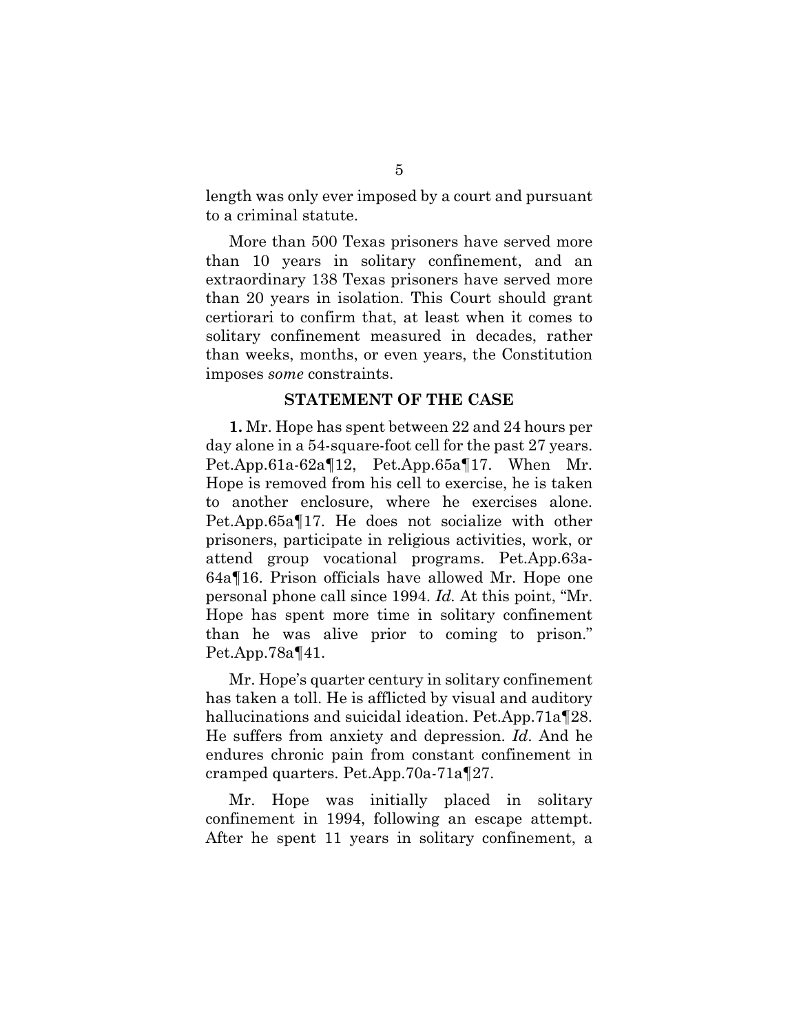length was only ever imposed by a court and pursuant to a criminal statute.

More than 500 Texas prisoners have served more than 10 years in solitary confinement, and an extraordinary 138 Texas prisoners have served more than 20 years in isolation. This Court should grant certiorari to confirm that, at least when it comes to solitary confinement measured in decades, rather than weeks, months, or even years, the Constitution imposes *some* constraints.

## STATEMENT OF THE CASE

**1.** Mr. Hope has spent between 22 and 24 hours per day alone in a 54-square-foot cell for the past 27 years. Pet.App.61a-62a¶12, Pet.App.65a¶17. When Mr. Hope is removed from his cell to exercise, he is taken to another enclosure, where he exercises alone. Pet.App.65a¶17. He does not socialize with other prisoners, participate in religious activities, work, or attend group vocational programs. Pet.App.63a-64a¶16. Prison officials have allowed Mr. Hope one personal phone call since 1994. *Id.* At this point, "Mr. Hope has spent more time in solitary confinement than he was alive prior to coming to prison." Pet.App.78a¶41.

Mr. Hope's quarter century in solitary confinement has taken a toll. He is afflicted by visual and auditory hallucinations and suicidal ideation. Pet.App.71a¶28. He suffers from anxiety and depression. *Id*. And he endures chronic pain from constant confinement in cramped quarters. Pet.App.70a-71a¶27.

Mr. Hope was initially placed in solitary confinement in 1994, following an escape attempt. After he spent 11 years in solitary confinement, a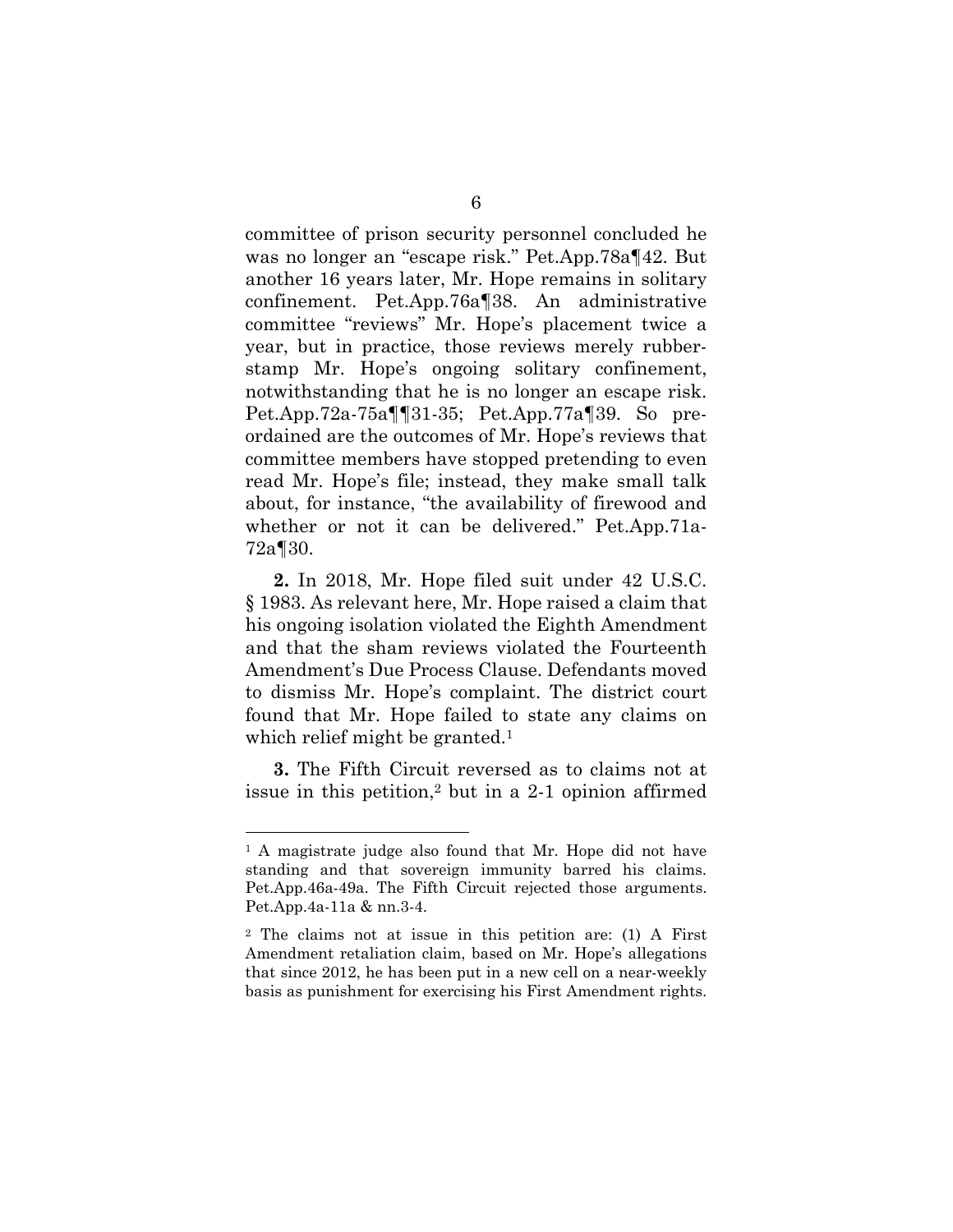committee of prison security personnel concluded he was no longer an "escape risk." Pet.App.78a¶42. But another 16 years later, Mr. Hope remains in solitary confinement. Pet.App.76a¶38. An administrative committee "reviews" Mr. Hope's placement twice a year, but in practice, those reviews merely rubber-stamp Mr. Hope's ongoing solitary confinement, notwithstanding that he is no longer an escape risk. Pet.App.72a-75a¶¶31-35; Pet.App.77a¶39. So pre-ordained are the outcomes of Mr. Hope's reviews that committee members have stopped pretending to even read Mr. Hope's file; instead, they make small talk about, for instance, "the availability of firewood and whether or not it can be delivered." Pet.App.71a-72a¶30.

**2.** In 2018, Mr. Hope filed suit under 42 U.S.C. § 1983. As relevant here, Mr. Hope raised a claim that his ongoing isolation violated the Eighth Amendment and that the sham reviews violated the Fourteenth Amendment's Due Process Clause. Defendants moved to dismiss Mr. Hope's complaint. The district court found that Mr. Hope failed to state any claims on which relief might be granted.[1]

**3.** The Fifth Circuit reversed as to claims not at issue in this petition,[2] but in a 2-1 opinion affirmed

---

[1] A magistrate judge also found that Mr. Hope did not have standing and that sovereign immunity barred his claims. Pet.App.46a-49a. The Fifth Circuit rejected those arguments. Pet.App.4a-11a & nn.3-4.

[2] The claims not at issue in this petition are: (1) A First Amendment retaliation claim, based on Mr. Hope's allegations that since 2012, he has been put in a new cell on a near-weekly basis as punishment for exercising his First Amendment rights.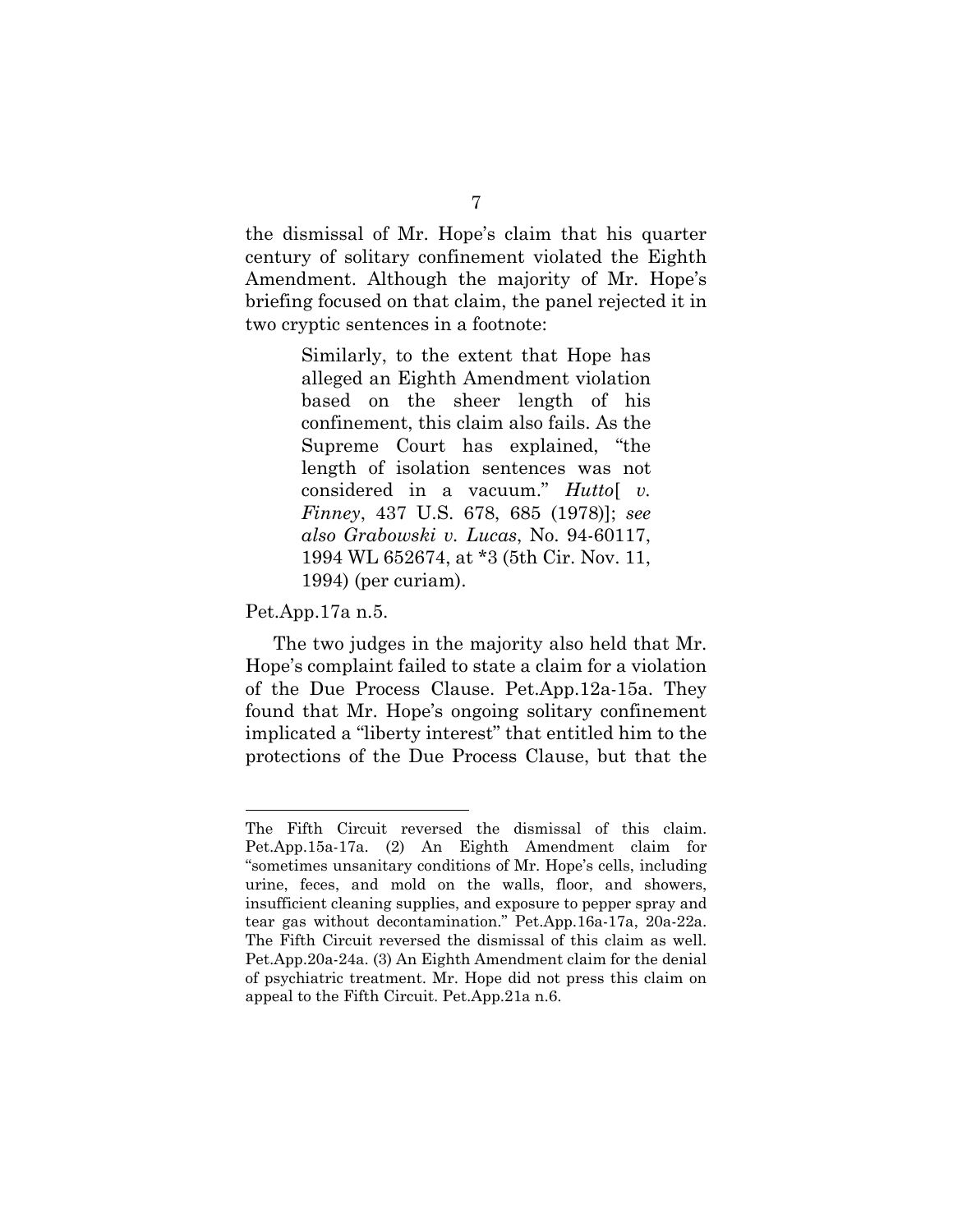the dismissal of Mr. Hope's claim that his quarter century of solitary confinement violated the Eighth Amendment. Although the majority of Mr. Hope's briefing focused on that claim, the panel rejected it in two cryptic sentences in a footnote:

> Similarly, to the extent that Hope has alleged an Eighth Amendment violation based on the sheer length of his confinement, this claim also fails. As the Supreme Court has explained, "the length of isolation sentences was not considered in a vacuum." *Hutto*[ *v. Finney*, 437 U.S. 678, 685 (1978)]; *see also Grabowski v. Lucas*, No. 94-60117, 1994 WL 652674, at *3 (5th Cir. Nov. 11, 1994) (per curiam).

Pet.App.17a n.5.

The two judges in the majority also held that Mr. Hope's complaint failed to state a claim for a violation of the Due Process Clause. Pet.App.12a-15a. They found that Mr. Hope's ongoing solitary confinement implicated a "liberty interest" that entitled him to the protections of the Due Process Clause, but that the

---

The Fifth Circuit reversed the dismissal of this claim. Pet.App.15a-17a. (2) An Eighth Amendment claim for "sometimes unsanitary conditions of Mr. Hope's cells, including urine, feces, and mold on the walls, floor, and showers, insufficient cleaning supplies, and exposure to pepper spray and tear gas without decontamination." Pet.App.16a-17a, 20a-22a. The Fifth Circuit reversed the dismissal of this claim as well. Pet.App.20a-24a. (3) An Eighth Amendment claim for the denial of psychiatric treatment. Mr. Hope did not press this claim on appeal to the Fifth Circuit. Pet.App.21a n.6.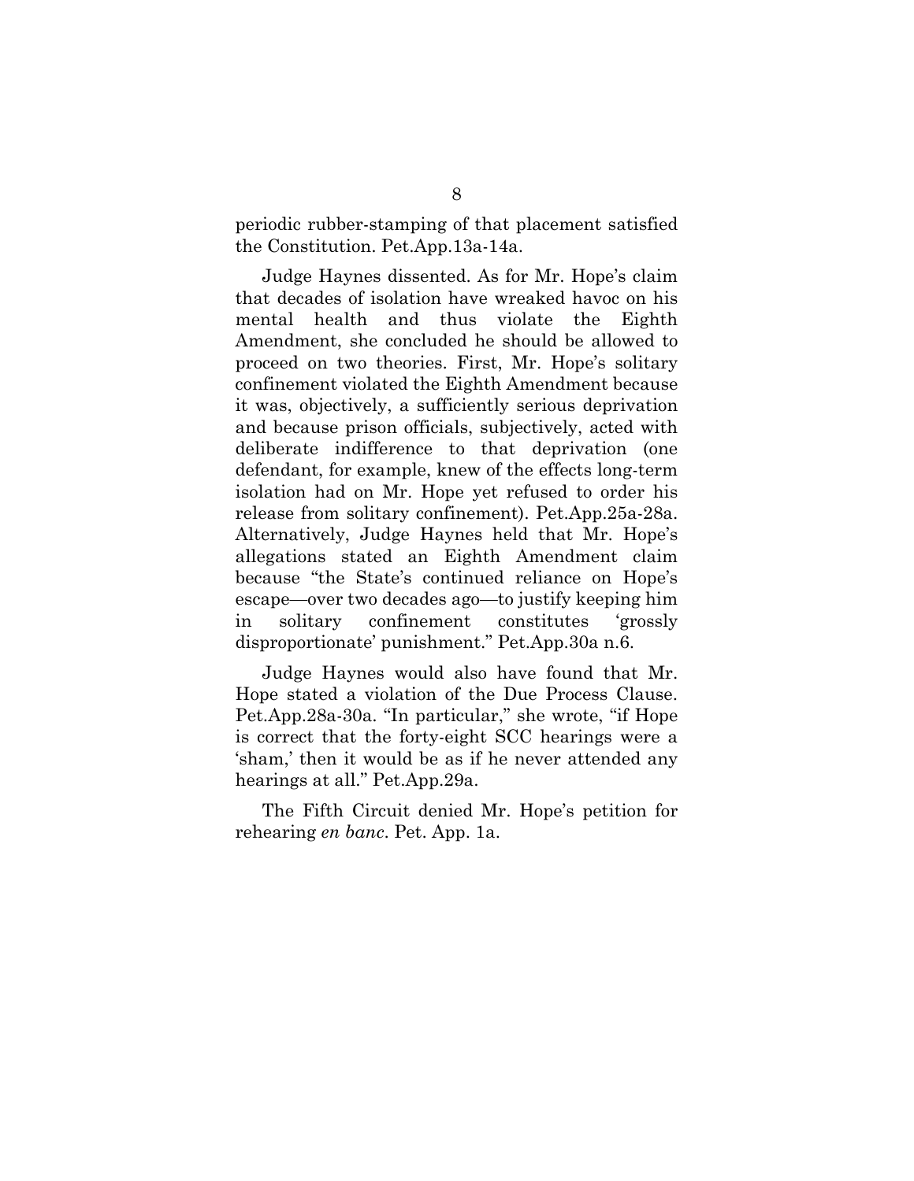periodic rubber-stamping of that placement satisfied the Constitution. Pet.App.13a-14a.

Judge Haynes dissented. As for Mr. Hope's claim that decades of isolation have wreaked havoc on his mental health and thus violate the Eighth Amendment, she concluded he should be allowed to proceed on two theories. First, Mr. Hope's solitary confinement violated the Eighth Amendment because it was, objectively, a sufficiently serious deprivation and because prison officials, subjectively, acted with deliberate indifference to that deprivation (one defendant, for example, knew of the effects long-term isolation had on Mr. Hope yet refused to order his release from solitary confinement). Pet.App.25a-28a. Alternatively, Judge Haynes held that Mr. Hope's allegations stated an Eighth Amendment claim because "the State's continued reliance on Hope's escape—over two decades ago—to justify keeping him in solitary confinement constitutes 'grossly disproportionate' punishment." Pet.App.30a n.6.

Judge Haynes would also have found that Mr. Hope stated a violation of the Due Process Clause. Pet.App.28a-30a. "In particular," she wrote, "if Hope is correct that the forty-eight SCC hearings were a 'sham,' then it would be as if he never attended any hearings at all." Pet.App.29a.

The Fifth Circuit denied Mr. Hope's petition for rehearing *en banc*. Pet. App. 1a.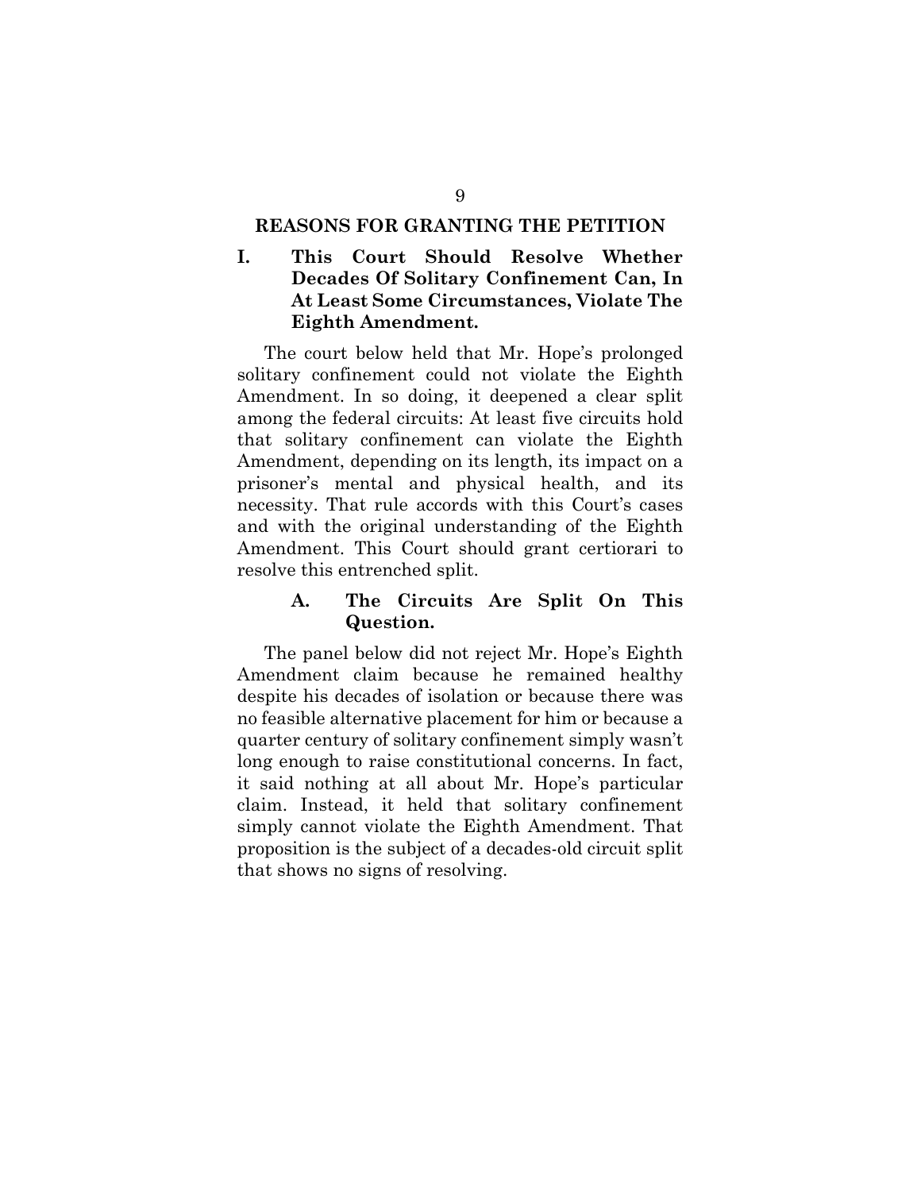## REASONS FOR GRANTING THE PETITION

### I. This Court Should Resolve Whether Decades Of Solitary Confinement Can, In At Least Some Circumstances, Violate The Eighth Amendment.

The court below held that Mr. Hope's prolonged solitary confinement could not violate the Eighth Amendment. In so doing, it deepened a clear split among the federal circuits: At least five circuits hold that solitary confinement can violate the Eighth Amendment, depending on its length, its impact on a prisoner's mental and physical health, and its necessity. That rule accords with this Court's cases and with the original understanding of the Eighth Amendment. This Court should grant certiorari to resolve this entrenched split.

#### A. The Circuits Are Split On This Question.

The panel below did not reject Mr. Hope's Eighth Amendment claim because he remained healthy despite his decades of isolation or because there was no feasible alternative placement for him or because a quarter century of solitary confinement simply wasn't long enough to raise constitutional concerns. In fact, it said nothing at all about Mr. Hope's particular claim. Instead, it held that solitary confinement simply cannot violate the Eighth Amendment. That proposition is the subject of a decades-old circuit split that shows no signs of resolving.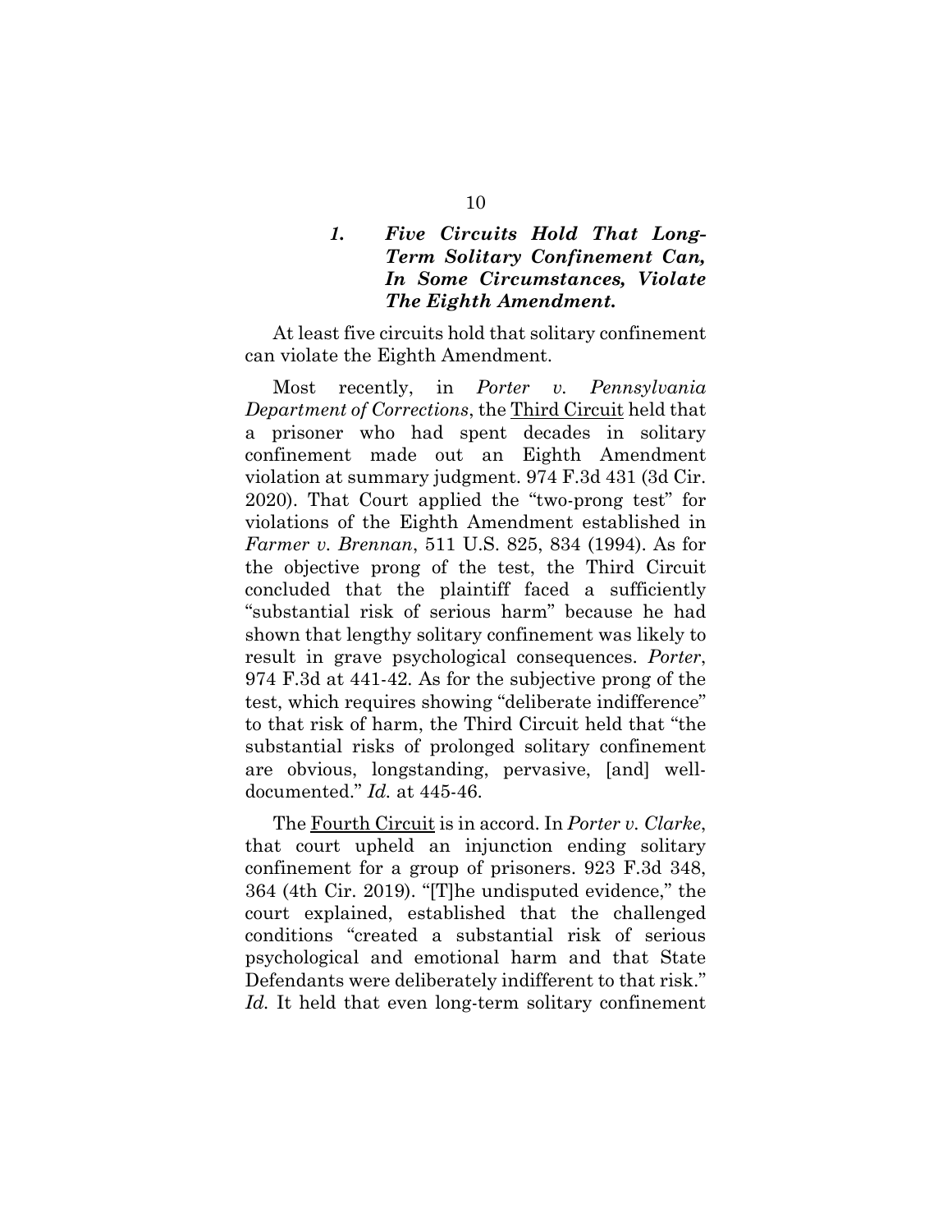#### *1. Five Circuits Hold That Long-Term Solitary Confinement Can, In Some Circumstances, Violate The Eighth Amendment.*

At least five circuits hold that solitary confinement can violate the Eighth Amendment.

Most recently, in *Porter v. Pennsylvania Department of Corrections*, the Third Circuit held that a prisoner who had spent decades in solitary confinement made out an Eighth Amendment violation at summary judgment. 974 F.3d 431 (3d Cir. 2020). That Court applied the "two-prong test" for violations of the Eighth Amendment established in *Farmer v. Brennan*, 511 U.S. 825, 834 (1994). As for the objective prong of the test, the Third Circuit concluded that the plaintiff faced a sufficiently "substantial risk of serious harm" because he had shown that lengthy solitary confinement was likely to result in grave psychological consequences. *Porter*, 974 F.3d at 441-42. As for the subjective prong of the test, which requires showing "deliberate indifference" to that risk of harm, the Third Circuit held that "the substantial risks of prolonged solitary confinement are obvious, longstanding, pervasive, [and] well-documented." *Id.* at 445-46.

The Fourth Circuit is in accord. In *Porter v. Clarke*, that court upheld an injunction ending solitary confinement for a group of prisoners. 923 F.3d 348, 364 (4th Cir. 2019). "[T]he undisputed evidence," the court explained, established that the challenged conditions "created a substantial risk of serious psychological and emotional harm and that State Defendants were deliberately indifferent to that risk." *Id.* It held that even long-term solitary confinement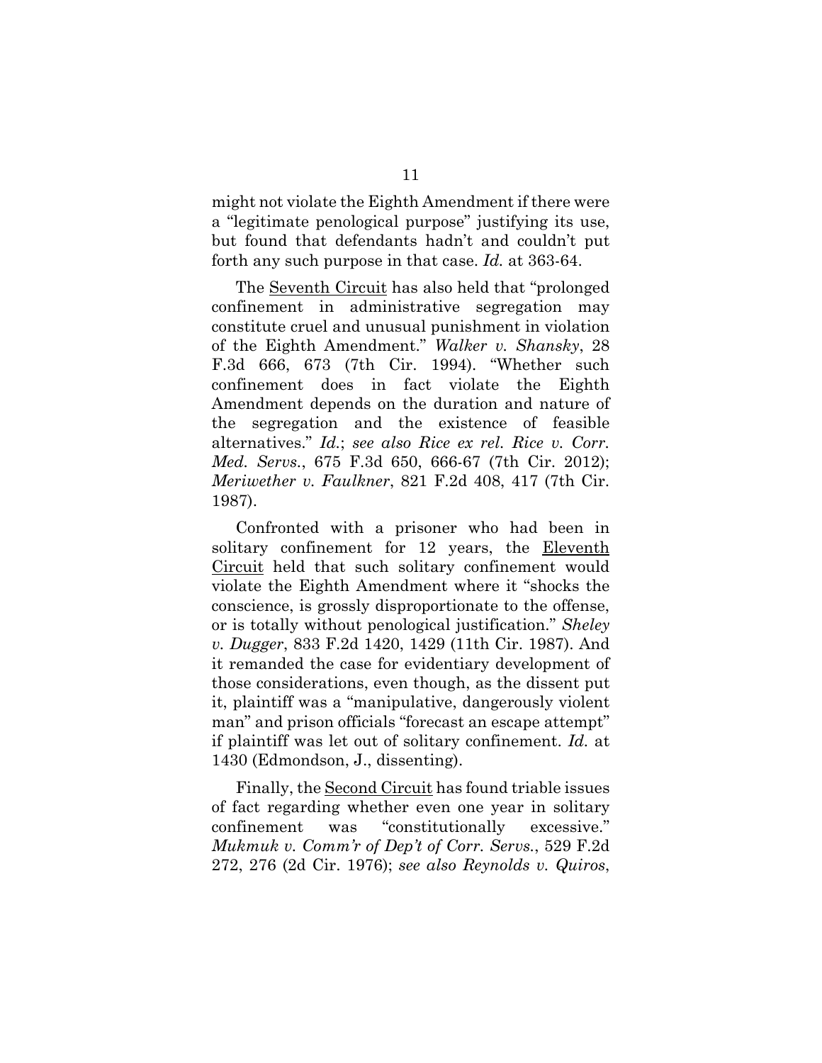might not violate the Eighth Amendment if there were a "legitimate penological purpose" justifying its use, but found that defendants hadn't and couldn't put forth any such purpose in that case. *Id.* at 363-64.

The Seventh Circuit has also held that "prolonged confinement in administrative segregation may constitute cruel and unusual punishment in violation of the Eighth Amendment." *Walker v. Shansky*, 28 F.3d 666, 673 (7th Cir. 1994). "Whether such confinement does in fact violate the Eighth Amendment depends on the duration and nature of the segregation and the existence of feasible alternatives." *Id.*; *see also Rice ex rel. Rice v. Corr. Med. Servs.*, 675 F.3d 650, 666-67 (7th Cir. 2012); *Meriwether v. Faulkner*, 821 F.2d 408, 417 (7th Cir. 1987).

Confronted with a prisoner who had been in solitary confinement for 12 years, the Eleventh Circuit held that such solitary confinement would violate the Eighth Amendment where it "shocks the conscience, is grossly disproportionate to the offense, or is totally without penological justification." *Sheley v. Dugger*, 833 F.2d 1420, 1429 (11th Cir. 1987). And it remanded the case for evidentiary development of those considerations, even though, as the dissent put it, plaintiff was a "manipulative, dangerously violent man" and prison officials "forecast an escape attempt" if plaintiff was let out of solitary confinement. *Id.* at 1430 (Edmondson, J., dissenting).

Finally, the Second Circuit has found triable issues of fact regarding whether even one year in solitary confinement was "constitutionally excessive." *Mukmuk v. Comm'r of Dep't of Corr. Servs.*, 529 F.2d 272, 276 (2d Cir. 1976); *see also Reynolds v. Quiros*,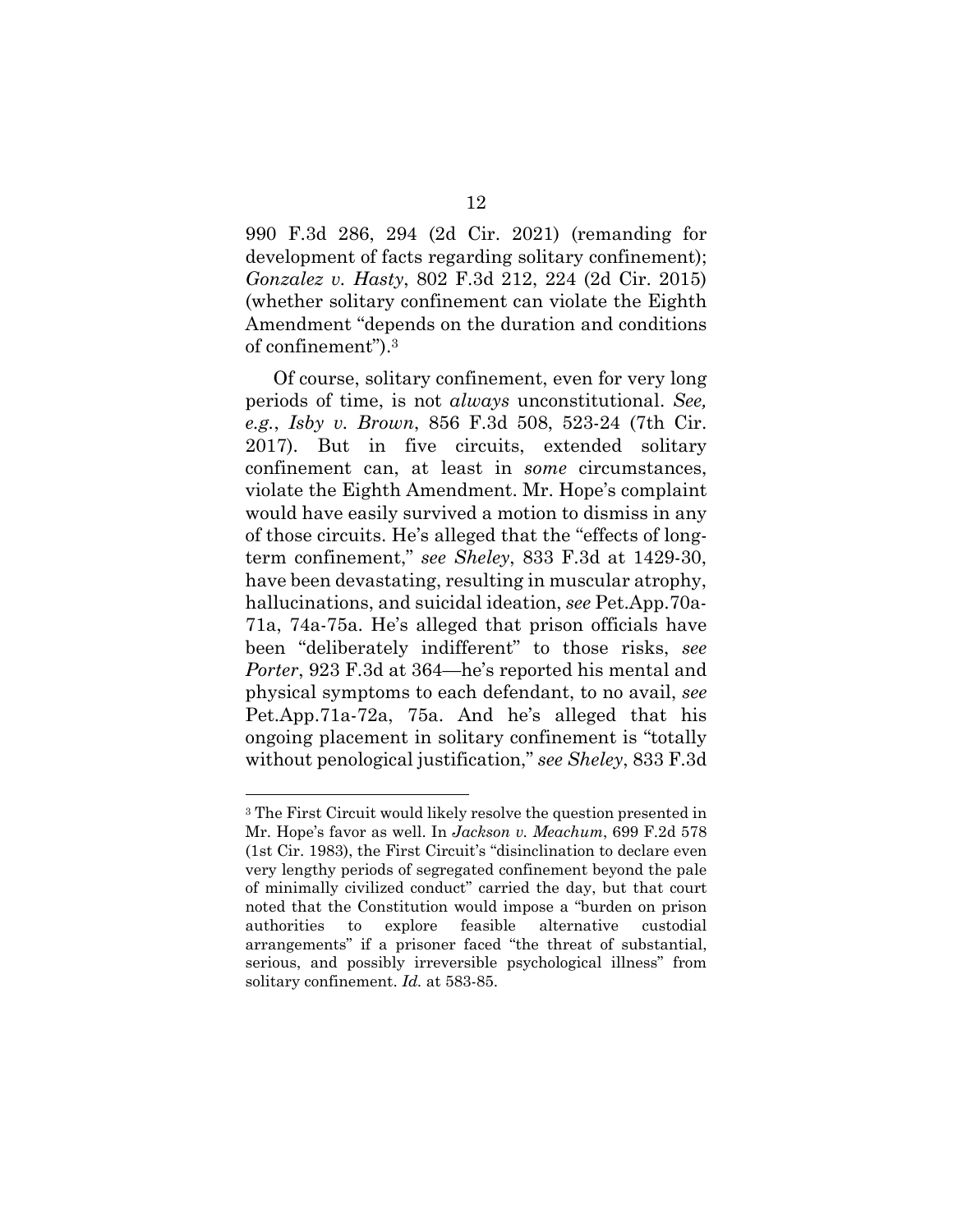990 F.3d 286, 294 (2d Cir. 2021) (remanding for development of facts regarding solitary confinement); *Gonzalez v. Hasty*, 802 F.3d 212, 224 (2d Cir. 2015) (whether solitary confinement can violate the Eighth Amendment "depends on the duration and conditions of confinement").[3]

Of course, solitary confinement, even for very long periods of time, is not *always* unconstitutional. *See, e.g.*, *Isby v. Brown*, 856 F.3d 508, 523-24 (7th Cir. 2017). But in five circuits, extended solitary confinement can, at least in *some* circumstances, violate the Eighth Amendment. Mr. Hope's complaint would have easily survived a motion to dismiss in any of those circuits. He's alleged that the "effects of long-term confinement," *see Sheley*, 833 F.3d at 1429-30, have been devastating, resulting in muscular atrophy, hallucinations, and suicidal ideation, *see* Pet.App.70a-71a, 74a-75a. He's alleged that prison officials have been "deliberately indifferent" to those risks, *see Porter*, 923 F.3d at 364—he's reported his mental and physical symptoms to each defendant, to no avail, *see* Pet.App.71a-72a, 75a. And he's alleged that his ongoing placement in solitary confinement is "totally without penological justification," *see Sheley*, 833 F.3d

---

[3] The First Circuit would likely resolve the question presented in Mr. Hope's favor as well. In *Jackson v. Meachum*, 699 F.2d 578 (1st Cir. 1983), the First Circuit's "disinclination to declare even very lengthy periods of segregated confinement beyond the pale of minimally civilized conduct" carried the day, but that court noted that the Constitution would impose a "burden on prison authorities to explore feasible alternative custodial arrangements" if a prisoner faced "the threat of substantial, serious, and possibly irreversible psychological illness" from solitary confinement. *Id.* at 583-85.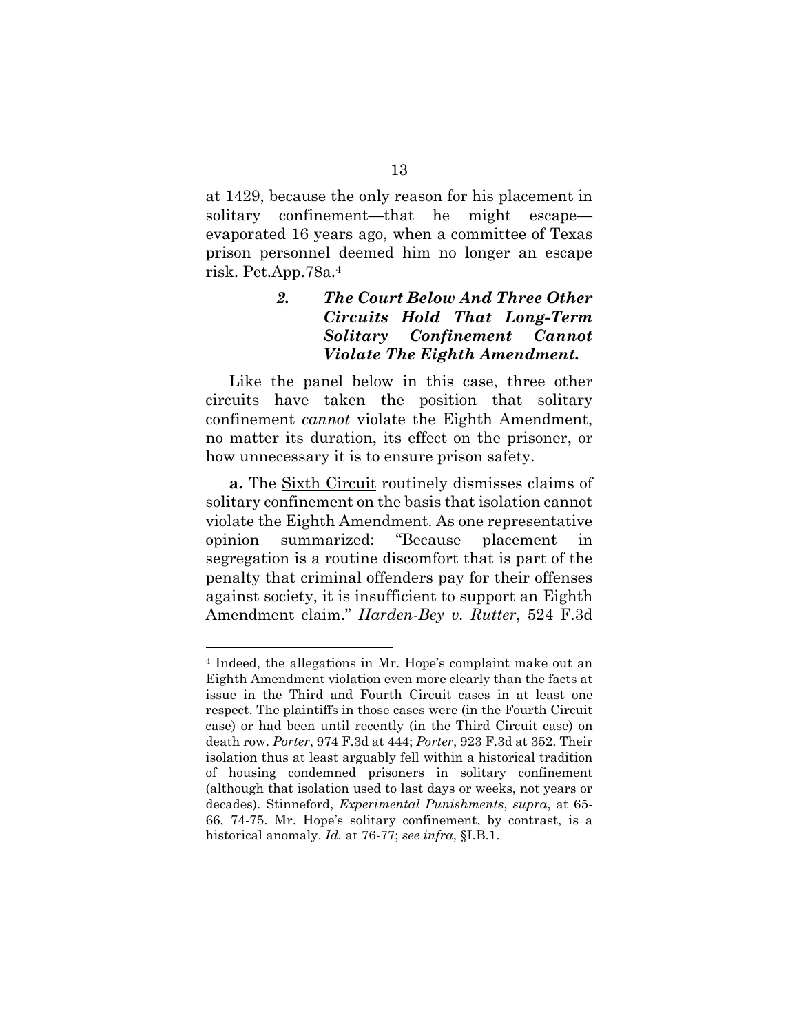at 1429, because the only reason for his placement in solitary confinement—that he might escape—evaporated 16 years ago, when a committee of Texas prison personnel deemed him no longer an escape risk. Pet.App.78a.[4]

#### *2. The Court Below And Three Other Circuits Hold That Long-Term Solitary Confinement Cannot Violate The Eighth Amendment.*

Like the panel below in this case, three other circuits have taken the position that solitary confinement *cannot* violate the Eighth Amendment, no matter its duration, its effect on the prisoner, or how unnecessary it is to ensure prison safety.

**a.** The Sixth Circuit routinely dismisses claims of solitary confinement on the basis that isolation cannot violate the Eighth Amendment. As one representative opinion summarized: "Because placement in segregation is a routine discomfort that is part of the penalty that criminal offenders pay for their offenses against society, it is insufficient to support an Eighth Amendment claim." *Harden-Bey v. Rutter*, 524 F.3d

---

[4] Indeed, the allegations in Mr. Hope's complaint make out an Eighth Amendment violation even more clearly than the facts at issue in the Third and Fourth Circuit cases in at least one respect. The plaintiffs in those cases were (in the Fourth Circuit case) or had been until recently (in the Third Circuit case) on death row. *Porter*, 974 F.3d at 444; *Porter*, 923 F.3d at 352. Their isolation thus at least arguably fell within a historical tradition of housing condemned prisoners in solitary confinement (although that isolation used to last days or weeks, not years or decades). Stinneford, *Experimental Punishments*, *supra*, at 65-66, 74-75. Mr. Hope's solitary confinement, by contrast, is a historical anomaly. *Id.* at 76-77; *see infra*, §I.B.1.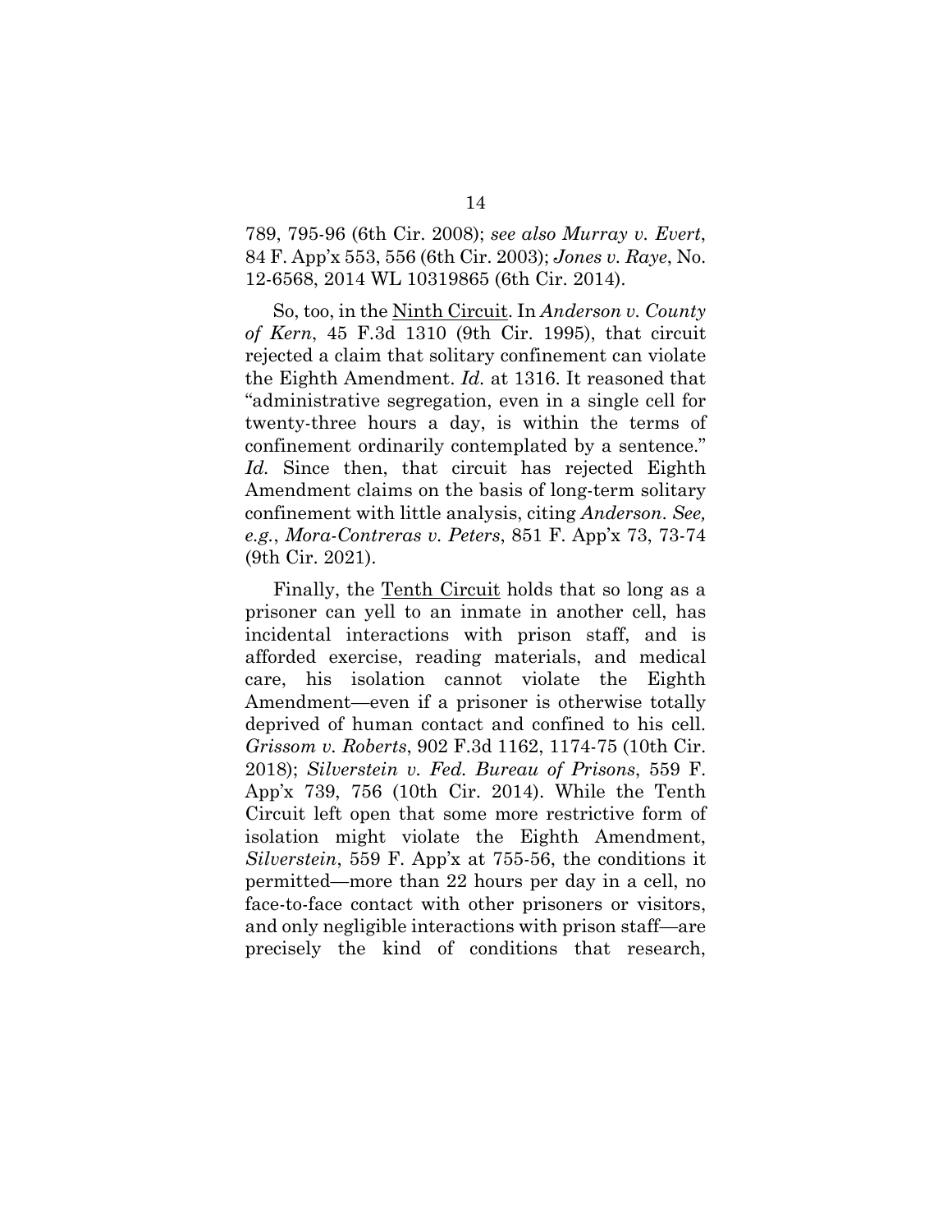789, 795-96 (6th Cir. 2008); *see also Murray v. Evert*, 84 F. App'x 553, 556 (6th Cir. 2003); *Jones v. Raye*, No. 12-6568, 2014 WL 10319865 (6th Cir. 2014).

So, too, in the <u>Ninth Circuit</u>. In *Anderson v. County of Kern*, 45 F.3d 1310 (9th Cir. 1995), that circuit rejected a claim that solitary confinement can violate the Eighth Amendment. *Id.* at 1316. It reasoned that "administrative segregation, even in a single cell for twenty-three hours a day, is within the terms of confinement ordinarily contemplated by a sentence." *Id.* Since then, that circuit has rejected Eighth Amendment claims on the basis of long-term solitary confinement with little analysis, citing *Anderson*. *See, e.g.*, *Mora-Contreras v. Peters*, 851 F. App'x 73, 73-74 (9th Cir. 2021).

Finally, the <u>Tenth Circuit</u> holds that so long as a prisoner can yell to an inmate in another cell, has incidental interactions with prison staff, and is afforded exercise, reading materials, and medical care, his isolation cannot violate the Eighth Amendment—even if a prisoner is otherwise totally deprived of human contact and confined to his cell. *Grissom v. Roberts*, 902 F.3d 1162, 1174-75 (10th Cir. 2018); *Silverstein v. Fed. Bureau of Prisons*, 559 F. App'x 739, 756 (10th Cir. 2014). While the Tenth Circuit left open that some more restrictive form of isolation might violate the Eighth Amendment, *Silverstein*, 559 F. App'x at 755-56, the conditions it permitted—more than 22 hours per day in a cell, no face-to-face contact with other prisoners or visitors, and only negligible interactions with prison staff—are precisely the kind of conditions that research,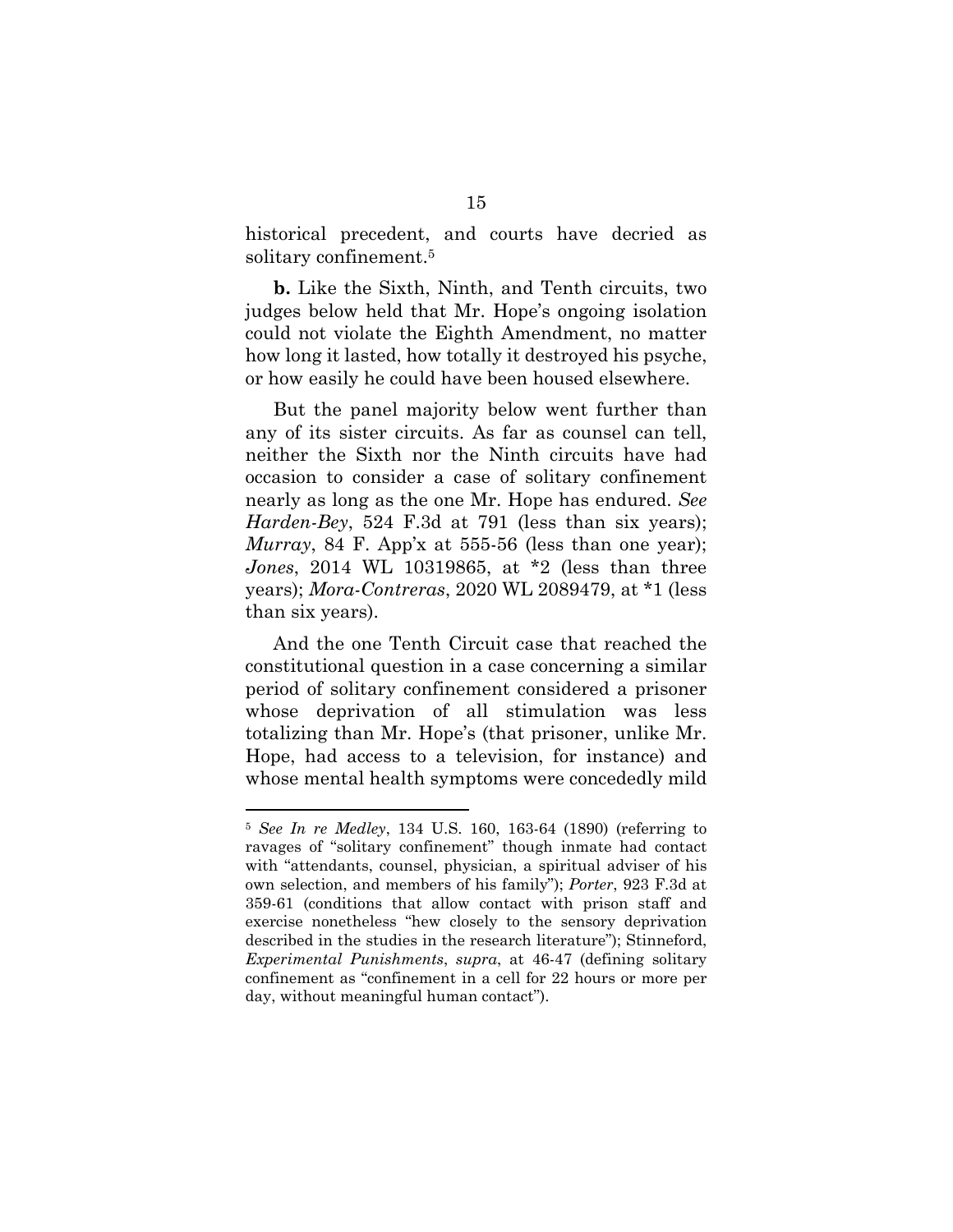historical precedent, and courts have decried as solitary confinement.[5]

**b.** Like the Sixth, Ninth, and Tenth circuits, two judges below held that Mr. Hope's ongoing isolation could not violate the Eighth Amendment, no matter how long it lasted, how totally it destroyed his psyche, or how easily he could have been housed elsewhere.

But the panel majority below went further than any of its sister circuits. As far as counsel can tell, neither the Sixth nor the Ninth circuits have had occasion to consider a case of solitary confinement nearly as long as the one Mr. Hope has endured. *See Harden-Bey*, 524 F.3d at 791 (less than six years); *Murray*, 84 F. App'x at 555-56 (less than one year); *Jones*, 2014 WL 10319865, at *2 (less than three years); *Mora-Contreras*, 2020 WL 2089479, at *1 (less than six years).

And the one Tenth Circuit case that reached the constitutional question in a case concerning a similar period of solitary confinement considered a prisoner whose deprivation of all stimulation was less totalizing than Mr. Hope's (that prisoner, unlike Mr. Hope, had access to a television, for instance) and whose mental health symptoms were concededly mild

---

[5] *See In re Medley*, 134 U.S. 160, 163-64 (1890) (referring to ravages of "solitary confinement" though inmate had contact with "attendants, counsel, physician, a spiritual adviser of his own selection, and members of his family"); *Porter*, 923 F.3d at 359-61 (conditions that allow contact with prison staff and exercise nonetheless "hew closely to the sensory deprivation described in the studies in the research literature"); Stinneford, *Experimental Punishments*, *supra*, at 46-47 (defining solitary confinement as "confinement in a cell for 22 hours or more per day, without meaningful human contact").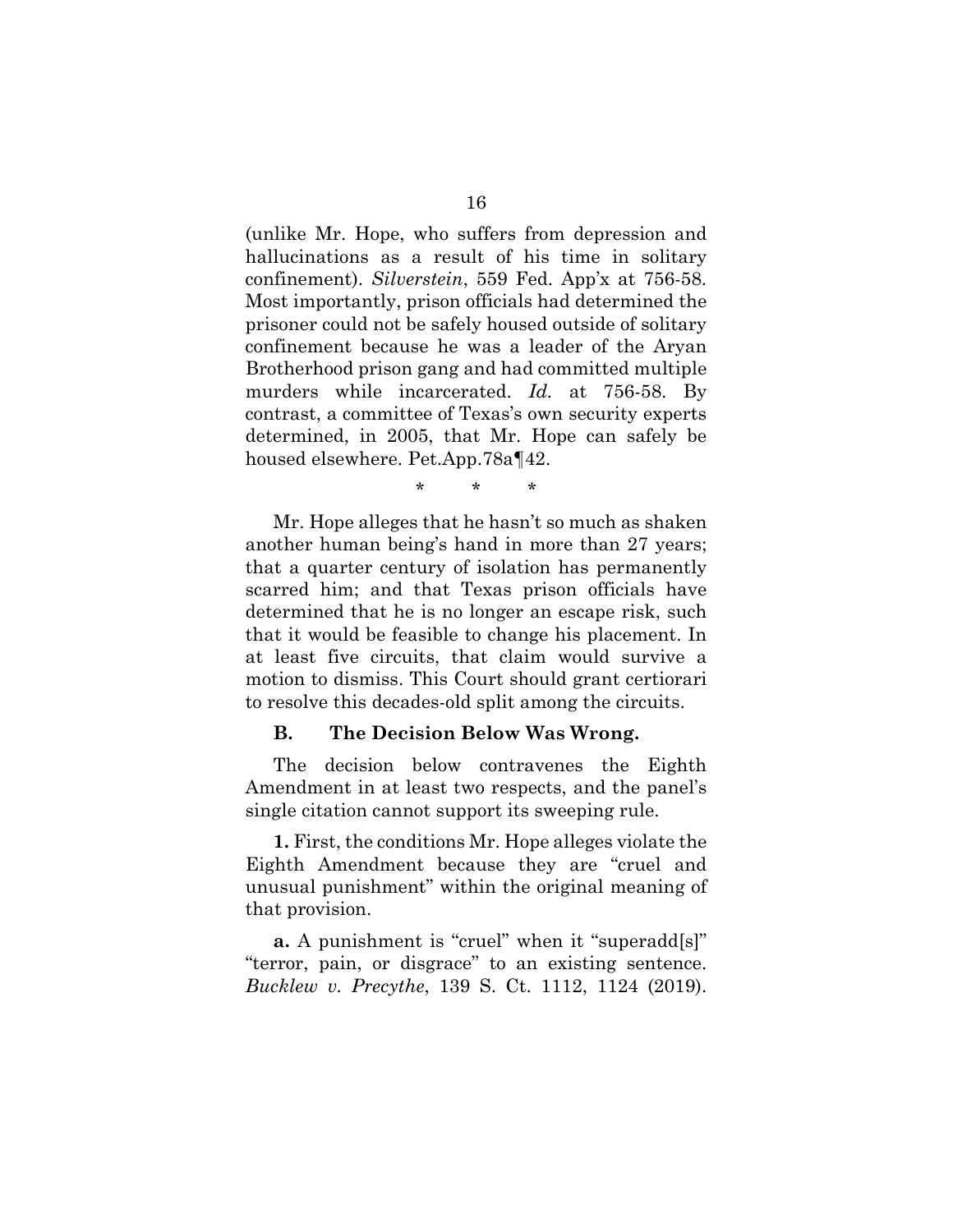(unlike Mr. Hope, who suffers from depression and hallucinations as a result of his time in solitary confinement). *Silverstein*, 559 Fed. App'x at 756-58. Most importantly, prison officials had determined the prisoner could not be safely housed outside of solitary confinement because he was a leader of the Aryan Brotherhood prison gang and had committed multiple murders while incarcerated. *Id.* at 756-58. By contrast, a committee of Texas's own security experts determined, in 2005, that Mr. Hope can safely be housed elsewhere. Pet.App.78a¶42.

\* \* \*

Mr. Hope alleges that he hasn't so much as shaken another human being's hand in more than 27 years; that a quarter century of isolation has permanently scarred him; and that Texas prison officials have determined that he is no longer an escape risk, such that it would be feasible to change his placement. In at least five circuits, that claim would survive a motion to dismiss. This Court should grant certiorari to resolve this decades-old split among the circuits.

### B. The Decision Below Was Wrong.

The decision below contravenes the Eighth Amendment in at least two respects, and the panel's single citation cannot support its sweeping rule.

**1.** First, the conditions Mr. Hope alleges violate the Eighth Amendment because they are "cruel and unusual punishment" within the original meaning of that provision.

**a.** A punishment is "cruel" when it "superadd[s]" "terror, pain, or disgrace" to an existing sentence. *Bucklew v. Precythe*, 139 S. Ct. 1112, 1124 (2019).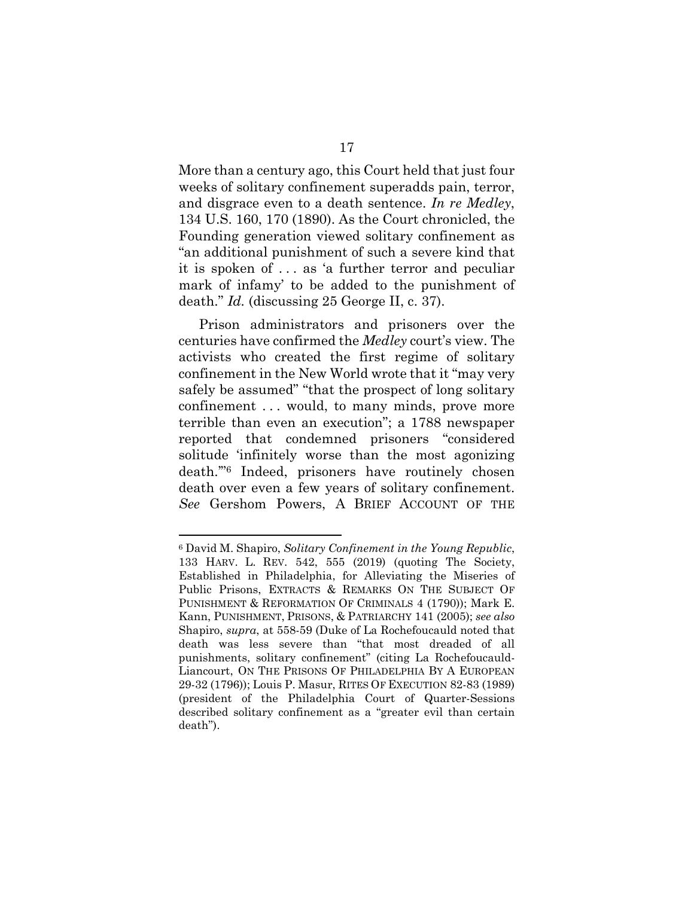More than a century ago, this Court held that just four weeks of solitary confinement superadds pain, terror, and disgrace even to a death sentence. *In re Medley*, 134 U.S. 160, 170 (1890). As the Court chronicled, the Founding generation viewed solitary confinement as "an additional punishment of such a severe kind that it is spoken of . . . as 'a further terror and peculiar mark of infamy' to be added to the punishment of death." *Id.* (discussing 25 George II, c. 37).

Prison administrators and prisoners over the centuries have confirmed the *Medley* court's view. The activists who created the first regime of solitary confinement in the New World wrote that it "may very safely be assumed" "that the prospect of long solitary confinement . . . would, to many minds, prove more terrible than even an execution"; a 1788 newspaper reported that condemned prisoners "considered solitude 'infinitely worse than the most agonizing death.'"[6] Indeed, prisoners have routinely chosen death over even a few years of solitary confinement. *See* Gershom Powers, A BRIEF ACCOUNT OF THE

---

[6] David M. Shapiro, *Solitary Confinement in the Young Republic*, 133 HARV. L. REV. 542, 555 (2019) (quoting The Society, Established in Philadelphia, for Alleviating the Miseries of Public Prisons, EXTRACTS & REMARKS ON THE SUBJECT OF PUNISHMENT & REFORMATION OF CRIMINALS 4 (1790)); Mark E. Kann, PUNISHMENT, PRISONS, & PATRIARCHY 141 (2005); *see also* Shapiro, *supra*, at 558-59 (Duke of La Rochefoucauld noted that death was less severe than "that most dreaded of all punishments, solitary confinement" (citing La Rochefoucauld-Liancourt, ON THE PRISONS OF PHILADELPHIA BY A EUROPEAN 29-32 (1796)); Louis P. Masur, RITES OF EXECUTION 82-83 (1989) (president of the Philadelphia Court of Quarter-Sessions described solitary confinement as a "greater evil than certain death").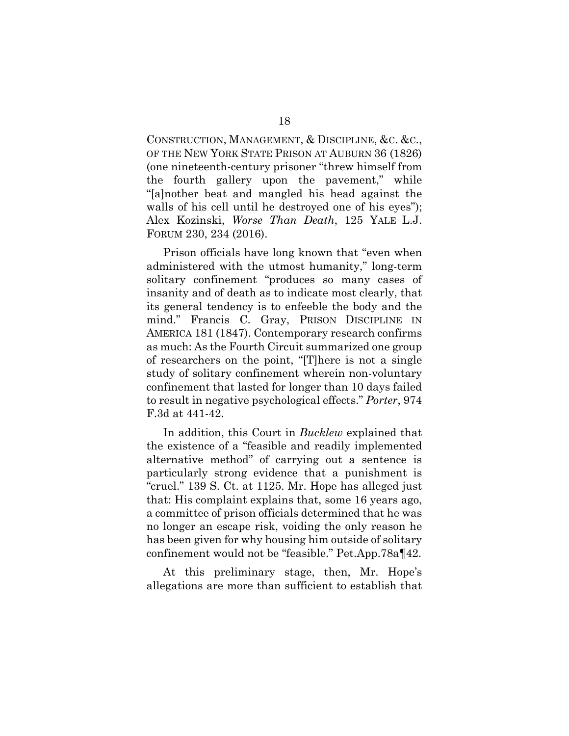CONSTRUCTION, MANAGEMENT, & DISCIPLINE, &C. &C., OF THE NEW YORK STATE PRISON AT AUBURN 36 (1826) (one nineteenth-century prisoner "threw himself from the fourth gallery upon the pavement," while "[a]nother beat and mangled his head against the walls of his cell until he destroyed one of his eyes"); Alex Kozinski, *Worse Than Death*, 125 YALE L.J. FORUM 230, 234 (2016).

Prison officials have long known that "even when administered with the utmost humanity," long-term solitary confinement "produces so many cases of insanity and of death as to indicate most clearly, that its general tendency is to enfeeble the body and the mind." Francis C. Gray, PRISON DISCIPLINE IN AMERICA 181 (1847). Contemporary research confirms as much: As the Fourth Circuit summarized one group of researchers on the point, "[T]here is not a single study of solitary confinement wherein non-voluntary confinement that lasted for longer than 10 days failed to result in negative psychological effects." *Porter*, 974 F.3d at 441-42.

In addition, this Court in *Bucklew* explained that the existence of a "feasible and readily implemented alternative method" of carrying out a sentence is particularly strong evidence that a punishment is "cruel." 139 S. Ct. at 1125. Mr. Hope has alleged just that: His complaint explains that, some 16 years ago, a committee of prison officials determined that he was no longer an escape risk, voiding the only reason he has been given for why housing him outside of solitary confinement would not be "feasible." Pet.App.78a¶42.

At this preliminary stage, then, Mr. Hope's allegations are more than sufficient to establish that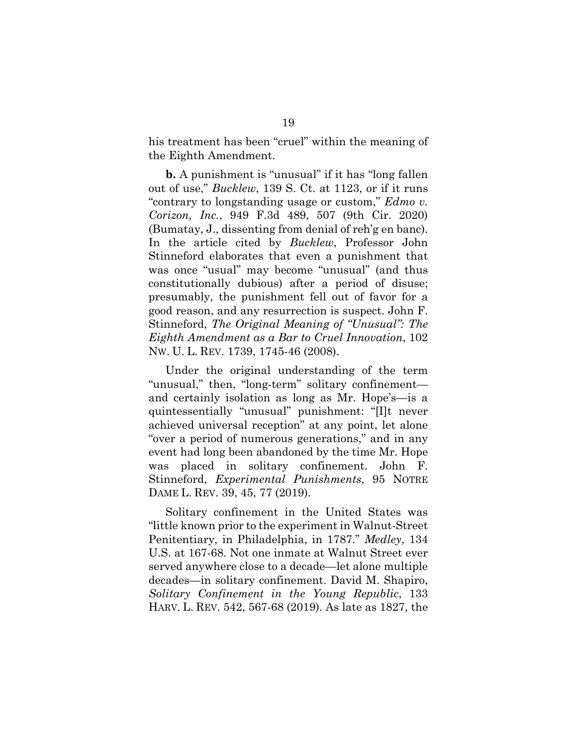his treatment has been "cruel" within the meaning of the Eighth Amendment.

**b.** A punishment is "unusual" if it has "long fallen out of use," *Bucklew*, 139 S. Ct. at 1123, or if it runs "contrary to longstanding usage or custom," *Edmo v. Corizon, Inc.*, 949 F.3d 489, 507 (9th Cir. 2020) (Bumatay, J., dissenting from denial of reh'g en banc). In the article cited by *Bucklew*, Professor John Stinneford elaborates that even a punishment that was once "usual" may become "unusual" (and thus constitutionally dubious) after a period of disuse; presumably, the punishment fell out of favor for a good reason, and any resurrection is suspect. John F. Stinneford, *The Original Meaning of "Unusual": The Eighth Amendment as a Bar to Cruel Innovation*, 102 NW. U. L. REV. 1739, 1745-46 (2008).

Under the original understanding of the term "unusual," then, "long-term" solitary confinement—and certainly isolation as long as Mr. Hope's—is a quintessentially "unusual" punishment: "[I]t never achieved universal reception" at any point, let alone "over a period of numerous generations," and in any event had long been abandoned by the time Mr. Hope was placed in solitary confinement. John F. Stinneford, *Experimental Punishments*, 95 NOTRE DAME L. REV. 39, 45, 77 (2019).

Solitary confinement in the United States was "little known prior to the experiment in Walnut-Street Penitentiary, in Philadelphia, in 1787." *Medley*, 134 U.S. at 167-68. Not one inmate at Walnut Street ever served anywhere close to a decade—let alone multiple decades—in solitary confinement. David M. Shapiro, *Solitary Confinement in the Young Republic*, 133 HARV. L. REV. 542, 567-68 (2019). As late as 1827, the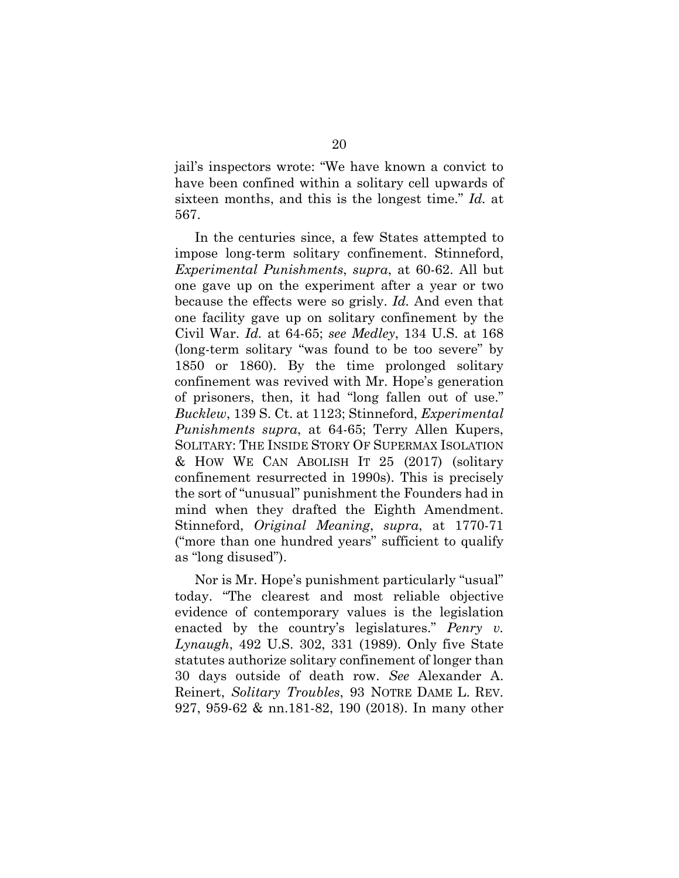jail's inspectors wrote: "We have known a convict to have been confined within a solitary cell upwards of sixteen months, and this is the longest time." *Id.* at 567.

In the centuries since, a few States attempted to impose long-term solitary confinement. Stinneford, *Experimental Punishments*, *supra*, at 60-62. All but one gave up on the experiment after a year or two because the effects were so grisly. *Id.* And even that one facility gave up on solitary confinement by the Civil War. *Id.* at 64-65; *see Medley*, 134 U.S. at 168 (long-term solitary "was found to be too severe" by 1850 or 1860). By the time prolonged solitary confinement was revived with Mr. Hope's generation of prisoners, then, it had "long fallen out of use." *Bucklew*, 139 S. Ct. at 1123; Stinneford, *Experimental Punishments supra*, at 64-65; Terry Allen Kupers, SOLITARY: THE INSIDE STORY OF SUPERMAX ISOLATION & HOW WE CAN ABOLISH IT 25 (2017) (solitary confinement resurrected in 1990s). This is precisely the sort of "unusual" punishment the Founders had in mind when they drafted the Eighth Amendment. Stinneford, *Original Meaning*, *supra*, at 1770-71 ("more than one hundred years" sufficient to qualify as "long disused").

Nor is Mr. Hope's punishment particularly "usual" today. "The clearest and most reliable objective evidence of contemporary values is the legislation enacted by the country's legislatures." *Penry v. Lynaugh*, 492 U.S. 302, 331 (1989). Only five State statutes authorize solitary confinement of longer than 30 days outside of death row. *See* Alexander A. Reinert, *Solitary Troubles*, 93 NOTRE DAME L. REV. 927, 959-62 & nn.181-82, 190 (2018). In many other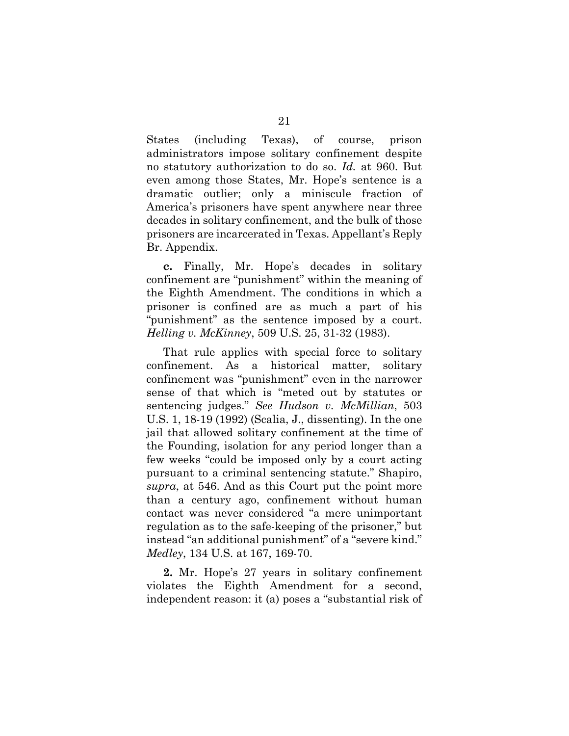States (including Texas), of course, prison administrators impose solitary confinement despite no statutory authorization to do so. *Id.* at 960. But even among those States, Mr. Hope's sentence is a dramatic outlier; only a miniscule fraction of America's prisoners have spent anywhere near three decades in solitary confinement, and the bulk of those prisoners are incarcerated in Texas. Appellant's Reply Br. Appendix.

**c.** Finally, Mr. Hope's decades in solitary confinement are "punishment" within the meaning of the Eighth Amendment. The conditions in which a prisoner is confined are as much a part of his "punishment" as the sentence imposed by a court. *Helling v. McKinney*, 509 U.S. 25, 31-32 (1983).

That rule applies with special force to solitary confinement. As a historical matter, solitary confinement was "punishment" even in the narrower sense of that which is "meted out by statutes or sentencing judges." *See Hudson v. McMillian*, 503 U.S. 1, 18-19 (1992) (Scalia, J., dissenting). In the one jail that allowed solitary confinement at the time of the Founding, isolation for any period longer than a few weeks "could be imposed only by a court acting pursuant to a criminal sentencing statute." Shapiro, *supra*, at 546. And as this Court put the point more than a century ago, confinement without human contact was never considered "a mere unimportant regulation as to the safe-keeping of the prisoner," but instead "an additional punishment" of a "severe kind." *Medley*, 134 U.S. at 167, 169-70.

**2.** Mr. Hope's 27 years in solitary confinement violates the Eighth Amendment for a second, independent reason: it (a) poses a "substantial risk of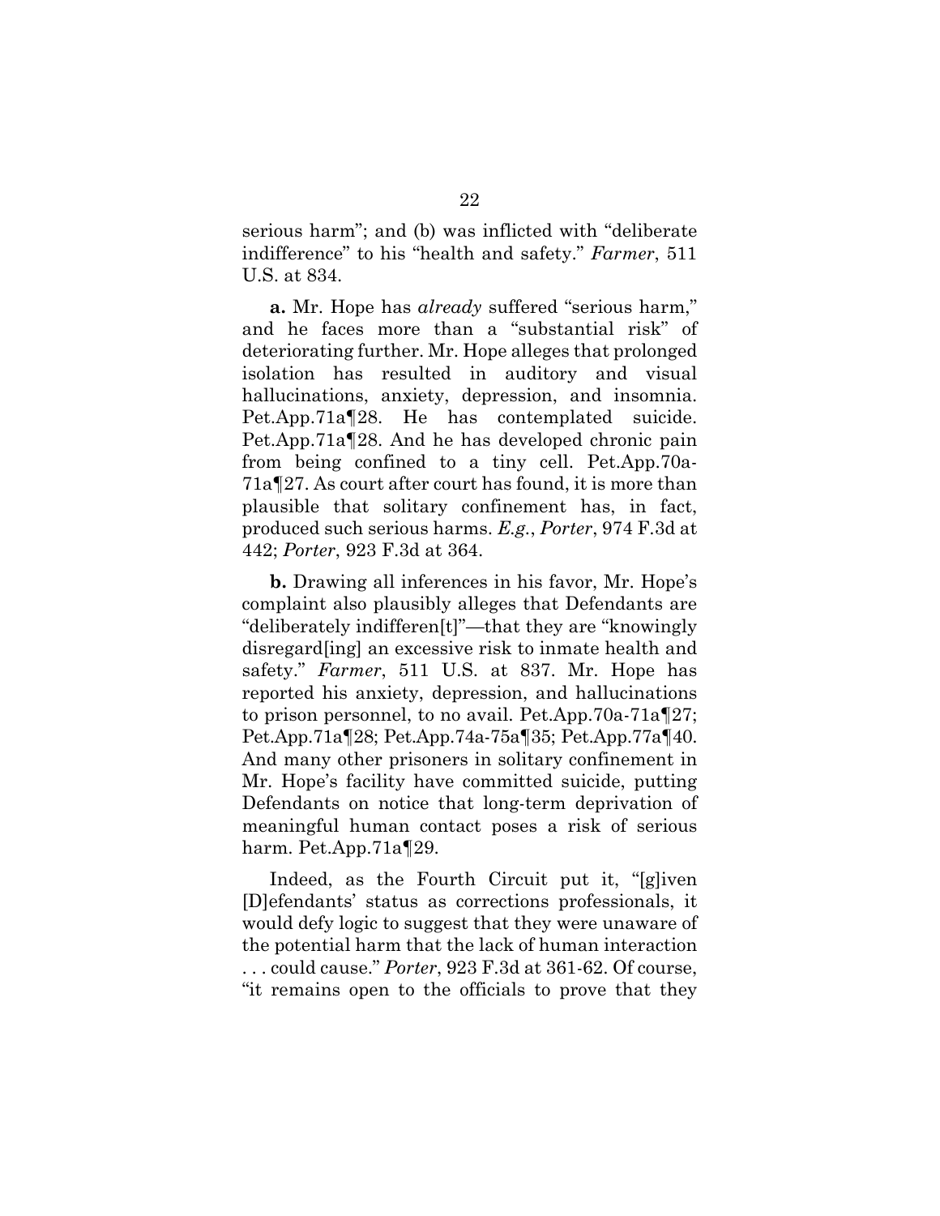serious harm"; and (b) was inflicted with "deliberate indifference" to his "health and safety." *Farmer*, 511 U.S. at 834.

**a.** Mr. Hope has *already* suffered "serious harm," and he faces more than a "substantial risk" of deteriorating further. Mr. Hope alleges that prolonged isolation has resulted in auditory and visual hallucinations, anxiety, depression, and insomnia. Pet.App.71a¶28. He has contemplated suicide. Pet.App.71a¶28. And he has developed chronic pain from being confined to a tiny cell. Pet.App.70a-71a¶27. As court after court has found, it is more than plausible that solitary confinement has, in fact, produced such serious harms. *E.g.*, *Porter*, 974 F.3d at 442; *Porter*, 923 F.3d at 364.

**b.** Drawing all inferences in his favor, Mr. Hope's complaint also plausibly alleges that Defendants are "deliberately indifferen[t]"—that they are "knowingly disregard[ing] an excessive risk to inmate health and safety." *Farmer*, 511 U.S. at 837. Mr. Hope has reported his anxiety, depression, and hallucinations to prison personnel, to no avail. Pet.App.70a-71a¶27; Pet.App.71a¶28; Pet.App.74a-75a¶35; Pet.App.77a¶40. And many other prisoners in solitary confinement in Mr. Hope's facility have committed suicide, putting Defendants on notice that long-term deprivation of meaningful human contact poses a risk of serious harm. Pet.App.71a¶29.

Indeed, as the Fourth Circuit put it, "[g]iven [D]efendants' status as corrections professionals, it would defy logic to suggest that they were unaware of the potential harm that the lack of human interaction . . . could cause." *Porter*, 923 F.3d at 361-62. Of course, "it remains open to the officials to prove that they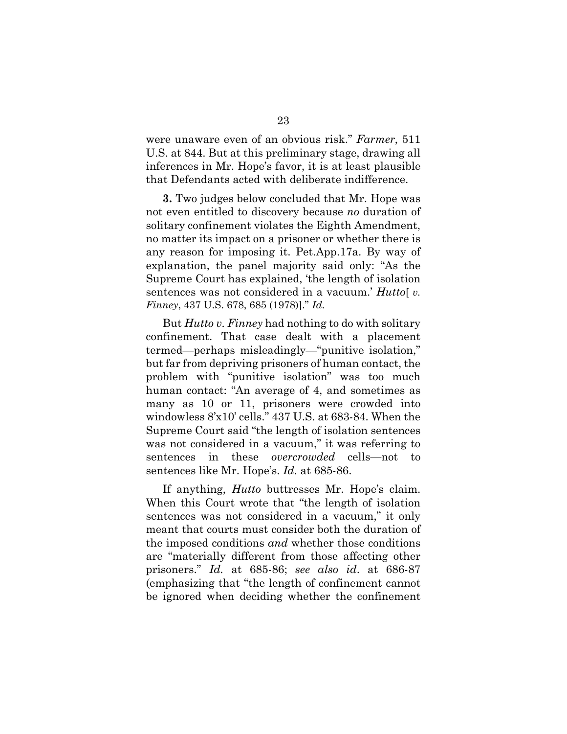were unaware even of an obvious risk." *Farmer*, 511 U.S. at 844. But at this preliminary stage, drawing all inferences in Mr. Hope's favor, it is at least plausible that Defendants acted with deliberate indifference.

**3.** Two judges below concluded that Mr. Hope was not even entitled to discovery because *no* duration of solitary confinement violates the Eighth Amendment, no matter its impact on a prisoner or whether there is any reason for imposing it. Pet.App.17a. By way of explanation, the panel majority said only: "As the Supreme Court has explained, 'the length of isolation sentences was not considered in a vacuum.' *Hutto*[ *v. Finney*, 437 U.S. 678, 685 (1978)]." *Id.*

But *Hutto v. Finney* had nothing to do with solitary confinement. That case dealt with a placement termed—perhaps misleadingly—"punitive isolation," but far from depriving prisoners of human contact, the problem with "punitive isolation" was too much human contact: "An average of 4, and sometimes as many as 10 or 11, prisoners were crowded into windowless 8'x10' cells." 437 U.S. at 683-84. When the Supreme Court said "the length of isolation sentences was not considered in a vacuum," it was referring to sentences in these *overcrowded* cells—not to sentences like Mr. Hope's. *Id.* at 685-86.

If anything, *Hutto* buttresses Mr. Hope's claim. When this Court wrote that "the length of isolation sentences was not considered in a vacuum," it only meant that courts must consider both the duration of the imposed conditions *and* whether those conditions are "materially different from those affecting other prisoners." *Id.* at 685-86; *see also id*. at 686-87 (emphasizing that "the length of confinement cannot be ignored when deciding whether the confinement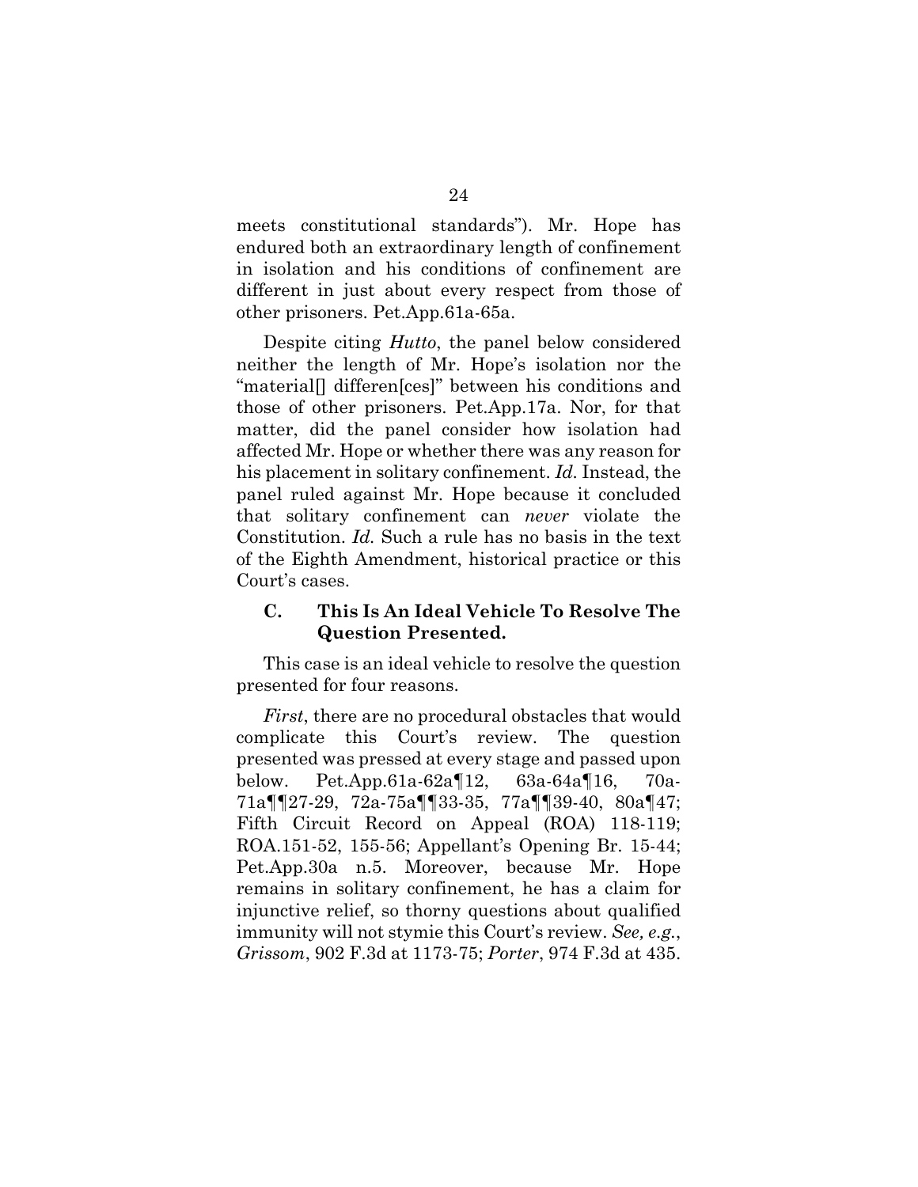meets constitutional standards"). Mr. Hope has endured both an extraordinary length of confinement in isolation and his conditions of confinement are different in just about every respect from those of other prisoners. Pet.App.61a-65a.

Despite citing *Hutto*, the panel below considered neither the length of Mr. Hope's isolation nor the "material[] differen[ces]" between his conditions and those of other prisoners. Pet.App.17a. Nor, for that matter, did the panel consider how isolation had affected Mr. Hope or whether there was any reason for his placement in solitary confinement. *Id.* Instead, the panel ruled against Mr. Hope because it concluded that solitary confinement can *never* violate the Constitution. *Id.* Such a rule has no basis in the text of the Eighth Amendment, historical practice or this Court's cases.

### C. This Is An Ideal Vehicle To Resolve The Question Presented.

This case is an ideal vehicle to resolve the question presented for four reasons.

*First*, there are no procedural obstacles that would complicate this Court's review. The question presented was pressed at every stage and passed upon below. Pet.App.61a-62a¶12, 63a-64a¶16, 70a-71a¶¶27-29, 72a-75a¶¶33-35, 77a¶¶39-40, 80a¶47; Fifth Circuit Record on Appeal (ROA) 118-119; ROA.151-52, 155-56; Appellant's Opening Br. 15-44; Pet.App.30a n.5. Moreover, because Mr. Hope remains in solitary confinement, he has a claim for injunctive relief, so thorny questions about qualified immunity will not stymie this Court's review. *See, e.g.*, *Grissom*, 902 F.3d at 1173-75; *Porter*, 974 F.3d at 435.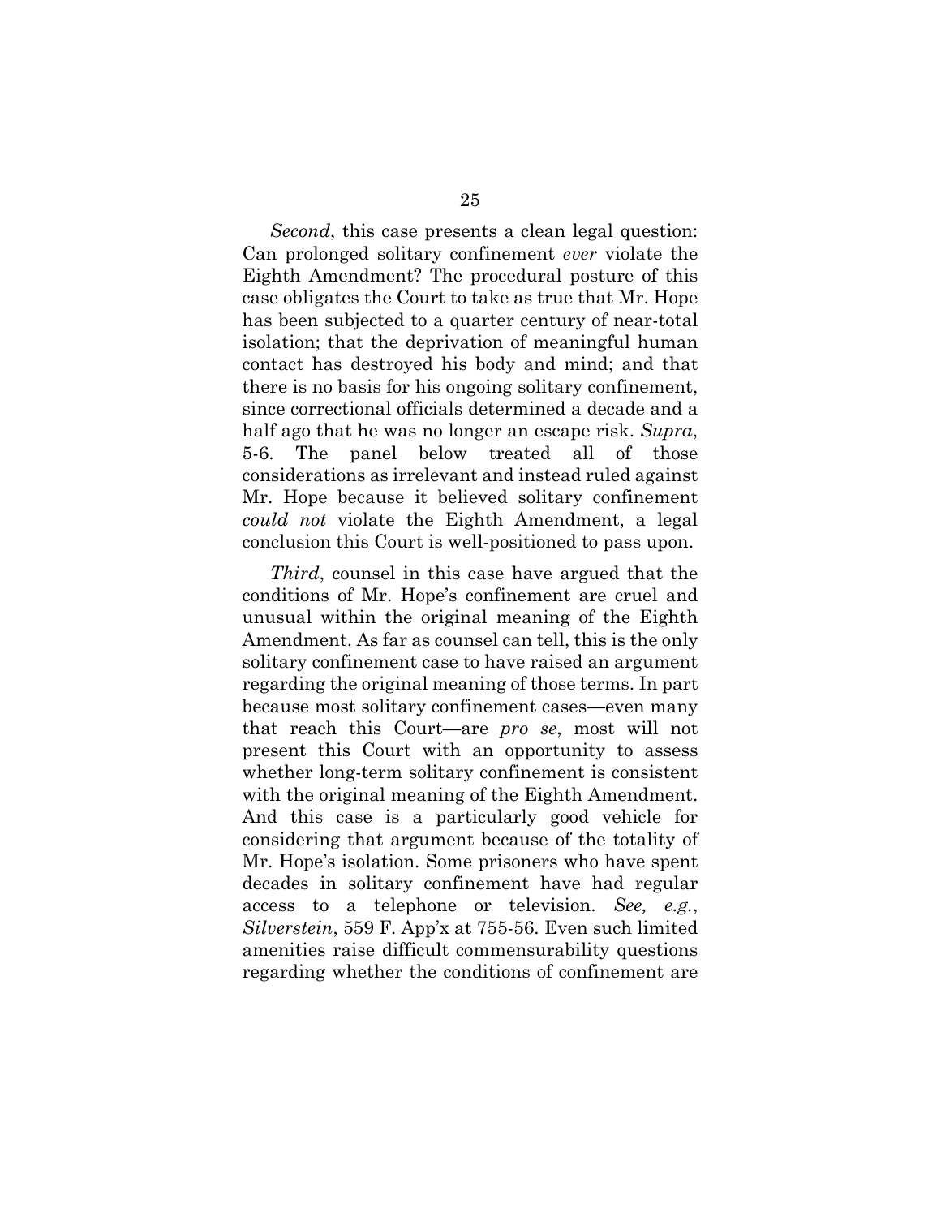*Second*, this case presents a clean legal question: Can prolonged solitary confinement *ever* violate the Eighth Amendment? The procedural posture of this case obligates the Court to take as true that Mr. Hope has been subjected to a quarter century of near-total isolation; that the deprivation of meaningful human contact has destroyed his body and mind; and that there is no basis for his ongoing solitary confinement, since correctional officials determined a decade and a half ago that he was no longer an escape risk. *Supra*, 5-6. The panel below treated all of those considerations as irrelevant and instead ruled against Mr. Hope because it believed solitary confinement *could not* violate the Eighth Amendment, a legal conclusion this Court is well-positioned to pass upon.

*Third*, counsel in this case have argued that the conditions of Mr. Hope's confinement are cruel and unusual within the original meaning of the Eighth Amendment. As far as counsel can tell, this is the only solitary confinement case to have raised an argument regarding the original meaning of those terms. In part because most solitary confinement cases—even many that reach this Court—are *pro se*, most will not present this Court with an opportunity to assess whether long-term solitary confinement is consistent with the original meaning of the Eighth Amendment. And this case is a particularly good vehicle for considering that argument because of the totality of Mr. Hope's isolation. Some prisoners who have spent decades in solitary confinement have had regular access to a telephone or television. *See, e.g.*, *Silverstein*, 559 F. App'x at 755-56. Even such limited amenities raise difficult commensurability questions regarding whether the conditions of confinement are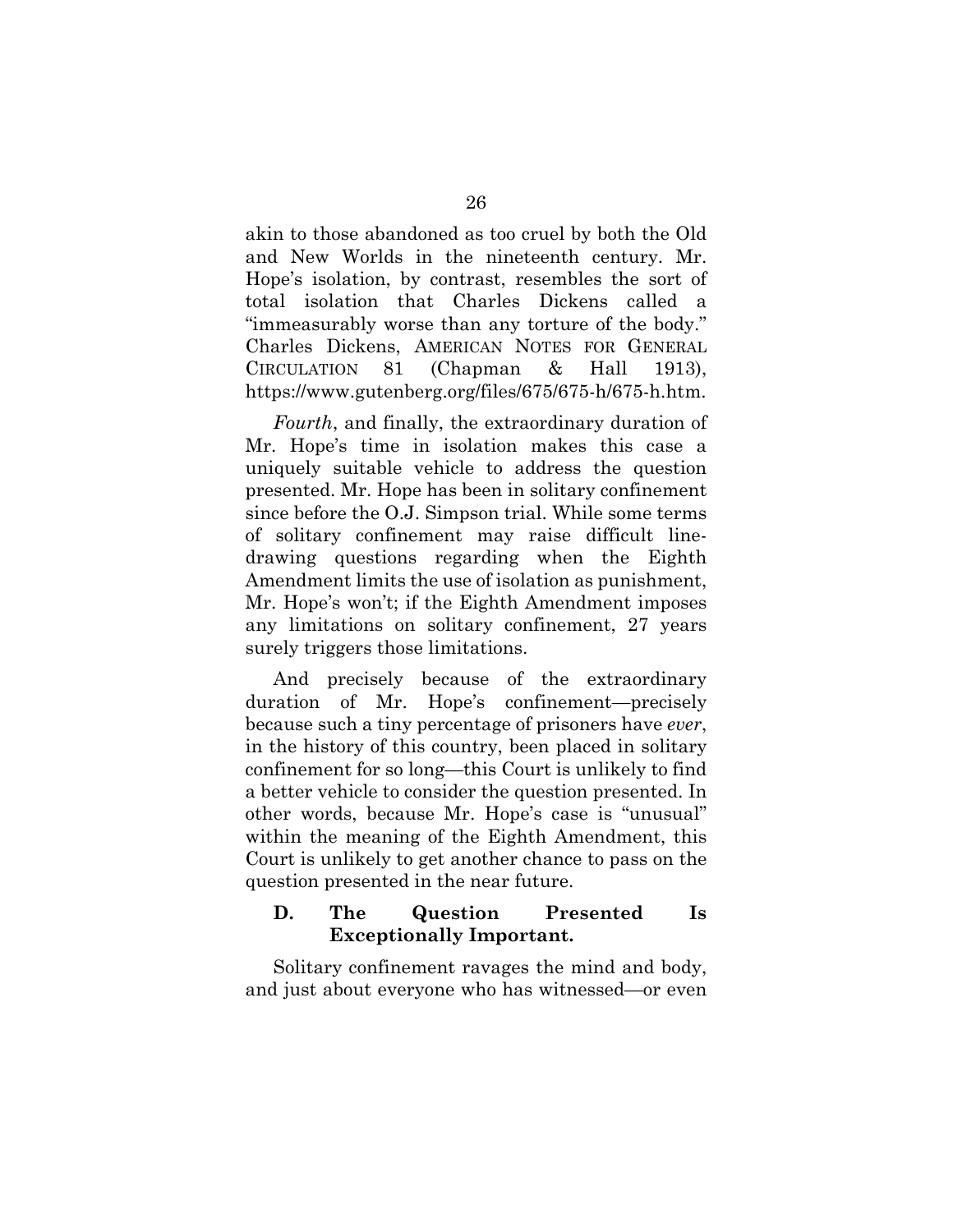akin to those abandoned as too cruel by both the Old and New Worlds in the nineteenth century. Mr. Hope's isolation, by contrast, resembles the sort of total isolation that Charles Dickens called a "immeasurably worse than any torture of the body." Charles Dickens, AMERICAN NOTES FOR GENERAL CIRCULATION 81 (Chapman & Hall 1913), https://www.gutenberg.org/files/675/675-h/675-h.htm.

*Fourth*, and finally, the extraordinary duration of Mr. Hope's time in isolation makes this case a uniquely suitable vehicle to address the question presented. Mr. Hope has been in solitary confinement since before the O.J. Simpson trial. While some terms of solitary confinement may raise difficult line-drawing questions regarding when the Eighth Amendment limits the use of isolation as punishment, Mr. Hope's won't; if the Eighth Amendment imposes any limitations on solitary confinement, 27 years surely triggers those limitations.

And precisely because of the extraordinary duration of Mr. Hope's confinement—precisely because such a tiny percentage of prisoners have *ever*, in the history of this country, been placed in solitary confinement for so long—this Court is unlikely to find a better vehicle to consider the question presented. In other words, because Mr. Hope's case is "unusual" within the meaning of the Eighth Amendment, this Court is unlikely to get another chance to pass on the question presented in the near future.

### D. The Question Presented Is Exceptionally Important.

Solitary confinement ravages the mind and body, and just about everyone who has witnessed—or even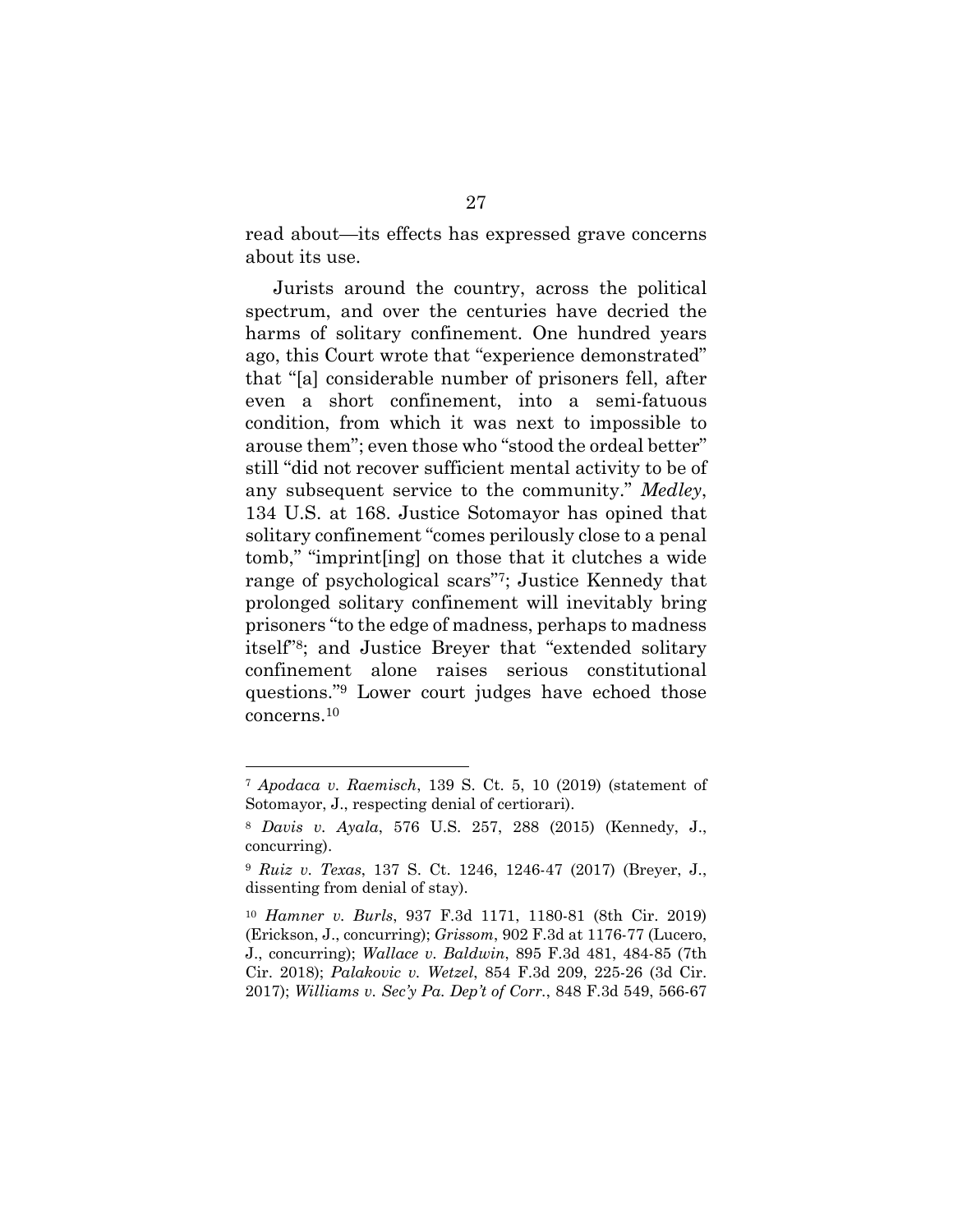read about—its effects has expressed grave concerns about its use.

Jurists around the country, across the political spectrum, and over the centuries have decried the harms of solitary confinement. One hundred years ago, this Court wrote that "experience demonstrated" that "[a] considerable number of prisoners fell, after even a short confinement, into a semi-fatuous condition, from which it was next to impossible to arouse them"; even those who "stood the ordeal better" still "did not recover sufficient mental activity to be of any subsequent service to the community." *Medley*, 134 U.S. at 168. Justice Sotomayor has opined that solitary confinement "comes perilously close to a penal tomb," "imprint[ing] on those that it clutches a wide range of psychological scars"[7]; Justice Kennedy that prolonged solitary confinement will inevitably bring prisoners "to the edge of madness, perhaps to madness itself"[8]; and Justice Breyer that "extended solitary confinement alone raises serious constitutional questions."[9] Lower court judges have echoed those concerns.[10]

---

[7] *Apodaca v. Raemisch*, 139 S. Ct. 5, 10 (2019) (statement of Sotomayor, J., respecting denial of certiorari).

[8] *Davis v. Ayala*, 576 U.S. 257, 288 (2015) (Kennedy, J., concurring).

[9] *Ruiz v. Texas*, 137 S. Ct. 1246, 1246-47 (2017) (Breyer, J., dissenting from denial of stay).

[10] *Hamner v. Burls*, 937 F.3d 1171, 1180-81 (8th Cir. 2019) (Erickson, J., concurring); *Grissom*, 902 F.3d at 1176-77 (Lucero, J., concurring); *Wallace v. Baldwin*, 895 F.3d 481, 484-85 (7th Cir. 2018); *Palakovic v. Wetzel*, 854 F.3d 209, 225-26 (3d Cir. 2017); *Williams v. Sec'y Pa. Dep't of Corr.*, 848 F.3d 549, 566-67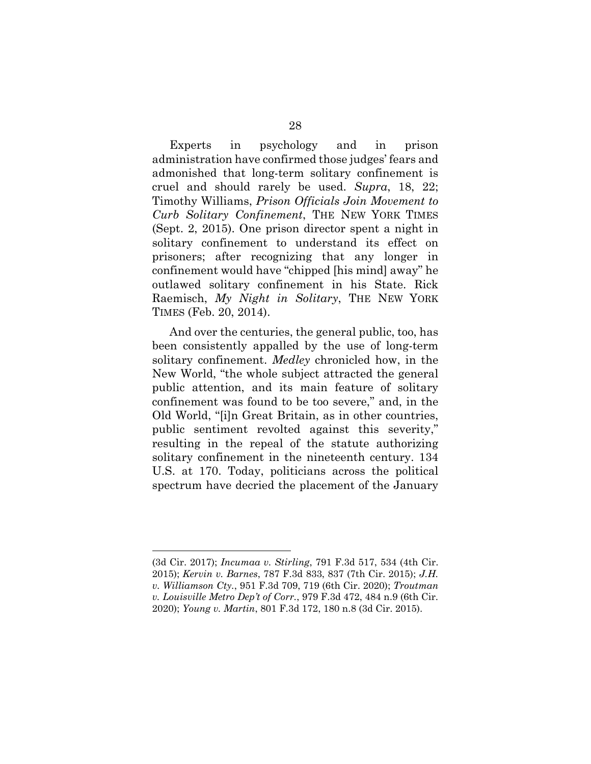Experts in psychology and in prison administration have confirmed those judges' fears and admonished that long-term solitary confinement is cruel and should rarely be used. *Supra*, 18, 22; Timothy Williams, *Prison Officials Join Movement to Curb Solitary Confinement*, THE NEW YORK TIMES (Sept. 2, 2015). One prison director spent a night in solitary confinement to understand its effect on prisoners; after recognizing that any longer in confinement would have "chipped [his mind] away" he outlawed solitary confinement in his State. Rick Raemisch, *My Night in Solitary*, THE NEW YORK TIMES (Feb. 20, 2014).

And over the centuries, the general public, too, has been consistently appalled by the use of long-term solitary confinement. *Medley* chronicled how, in the New World, "the whole subject attracted the general public attention, and its main feature of solitary confinement was found to be too severe," and, in the Old World, "[i]n Great Britain, as in other countries, public sentiment revolted against this severity," resulting in the repeal of the statute authorizing solitary confinement in the nineteenth century. 134 U.S. at 170. Today, politicians across the political spectrum have decried the placement of the January

---

(3d Cir. 2017); *Incumaa v. Stirling*, 791 F.3d 517, 534 (4th Cir. 2015); *Kervin v. Barnes*, 787 F.3d 833, 837 (7th Cir. 2015); *J.H. v. Williamson Cty.*, 951 F.3d 709, 719 (6th Cir. 2020); *Troutman v. Louisville Metro Dep't of Corr.*, 979 F.3d 472, 484 n.9 (6th Cir. 2020); *Young v. Martin*, 801 F.3d 172, 180 n.8 (3d Cir. 2015).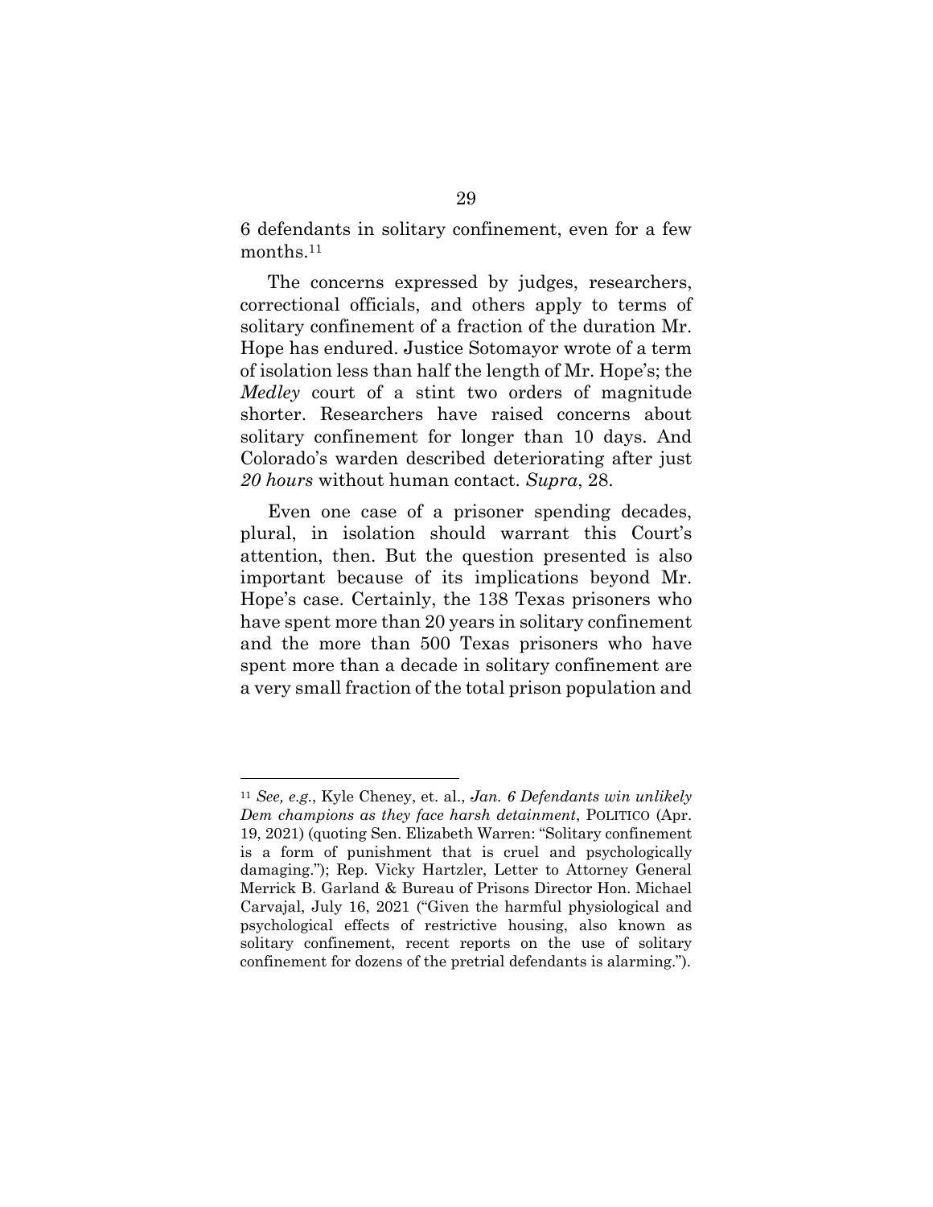6 defendants in solitary confinement, even for a few months.[11]

The concerns expressed by judges, researchers, correctional officials, and others apply to terms of solitary confinement of a fraction of the duration Mr. Hope has endured. Justice Sotomayor wrote of a term of isolation less than half the length of Mr. Hope's; the *Medley* court of a stint two orders of magnitude shorter. Researchers have raised concerns about solitary confinement for longer than 10 days. And Colorado's warden described deteriorating after just *20 hours* without human contact. *Supra*, 28.

Even one case of a prisoner spending decades, plural, in isolation should warrant this Court's attention, then. But the question presented is also important because of its implications beyond Mr. Hope's case. Certainly, the 138 Texas prisoners who have spent more than 20 years in solitary confinement and the more than 500 Texas prisoners who have spent more than a decade in solitary confinement are a very small fraction of the total prison population and

---

[11] *See, e.g.*, Kyle Cheney, et. al., *Jan. 6 Defendants win unlikely Dem champions as they face harsh detainment*, POLITICO (Apr. 19, 2021) (quoting Sen. Elizabeth Warren: "Solitary confinement is a form of punishment that is cruel and psychologically damaging."); Rep. Vicky Hartzler, Letter to Attorney General Merrick B. Garland & Bureau of Prisons Director Hon. Michael Carvajal, July 16, 2021 ("Given the harmful physiological and psychological effects of restrictive housing, also known as solitary confinement, recent reports on the use of solitary confinement for dozens of the pretrial defendants is alarming.").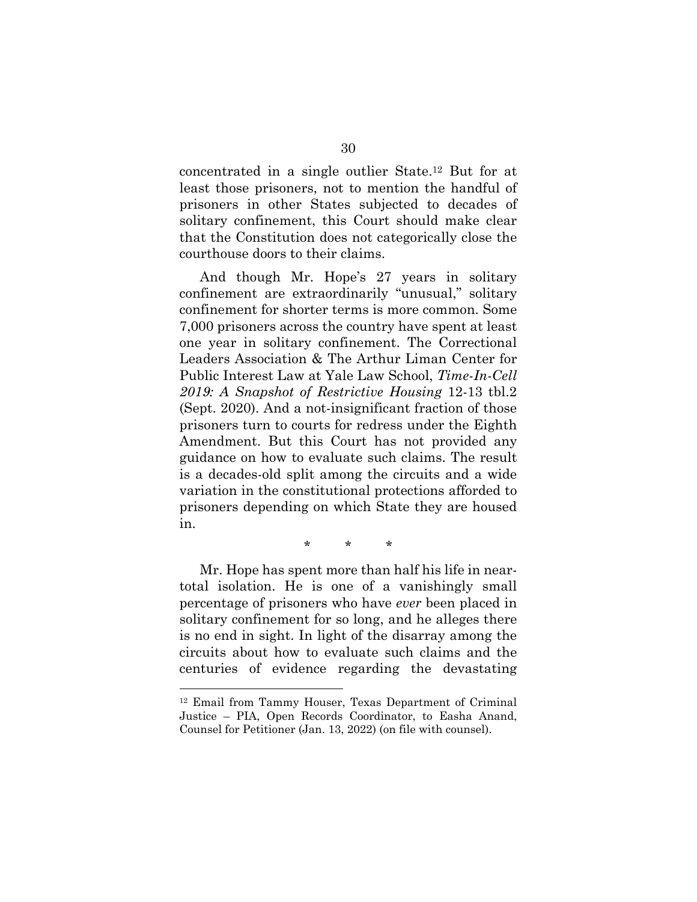concentrated in a single outlier State.[12] But for at least those prisoners, not to mention the handful of prisoners in other States subjected to decades of solitary confinement, this Court should make clear that the Constitution does not categorically close the courthouse doors to their claims.

And though Mr. Hope's 27 years in solitary confinement are extraordinarily "unusual," solitary confinement for shorter terms is more common. Some 7,000 prisoners across the country have spent at least one year in solitary confinement. The Correctional Leaders Association & The Arthur Liman Center for Public Interest Law at Yale Law School, *Time-In-Cell 2019: A Snapshot of Restrictive Housing* 12-13 tbl.2 (Sept. 2020). And a not-insignificant fraction of those prisoners turn to courts for redress under the Eighth Amendment. But this Court has not provided any guidance on how to evaluate such claims. The result is a decades-old split among the circuits and a wide variation in the constitutional protections afforded to prisoners depending on which State they are housed in.

\* \* \*

Mr. Hope has spent more than half his life in near-total isolation. He is one of a vanishingly small percentage of prisoners who have *ever* been placed in solitary confinement for so long, and he alleges there is no end in sight. In light of the disarray among the circuits about how to evaluate such claims and the centuries of evidence regarding the devastating

---

[12] Email from Tammy Houser, Texas Department of Criminal Justice – PIA, Open Records Coordinator, to Easha Anand, Counsel for Petitioner (Jan. 13, 2022) (on file with counsel).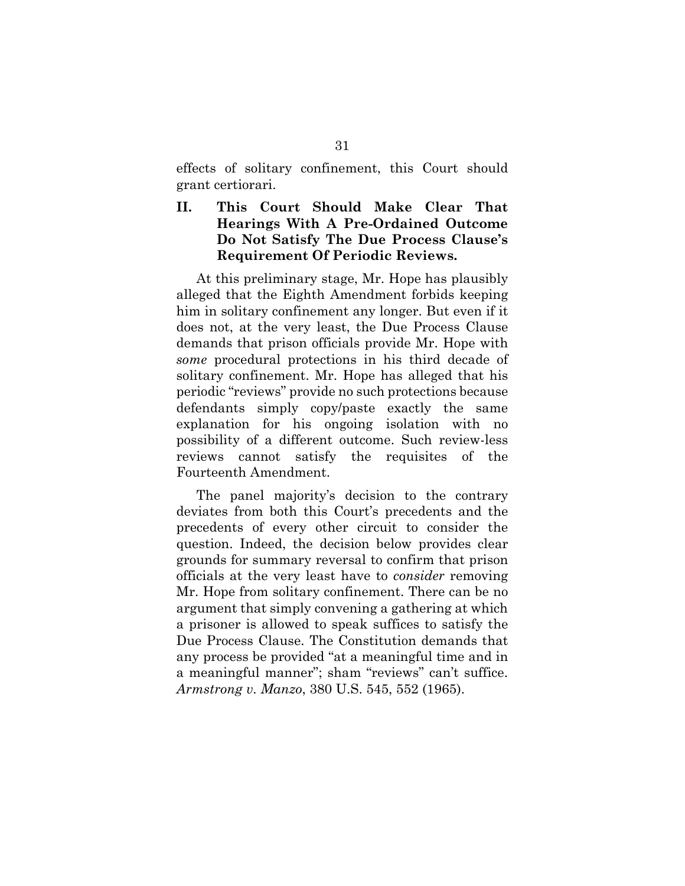effects of solitary confinement, this Court should grant certiorari.

## II. This Court Should Make Clear That Hearings With A Pre-Ordained Outcome Do Not Satisfy The Due Process Clause's Requirement Of Periodic Reviews.

At this preliminary stage, Mr. Hope has plausibly alleged that the Eighth Amendment forbids keeping him in solitary confinement any longer. But even if it does not, at the very least, the Due Process Clause demands that prison officials provide Mr. Hope with *some* procedural protections in his third decade of solitary confinement. Mr. Hope has alleged that his periodic "reviews" provide no such protections because defendants simply copy/paste exactly the same explanation for his ongoing isolation with no possibility of a different outcome. Such review-less reviews cannot satisfy the requisites of the Fourteenth Amendment.

The panel majority's decision to the contrary deviates from both this Court's precedents and the precedents of every other circuit to consider the question. Indeed, the decision below provides clear grounds for summary reversal to confirm that prison officials at the very least have to *consider* removing Mr. Hope from solitary confinement. There can be no argument that simply convening a gathering at which a prisoner is allowed to speak suffices to satisfy the Due Process Clause. The Constitution demands that any process be provided "at a meaningful time and in a meaningful manner"; sham "reviews" can't suffice. *Armstrong v. Manzo*, 380 U.S. 545, 552 (1965).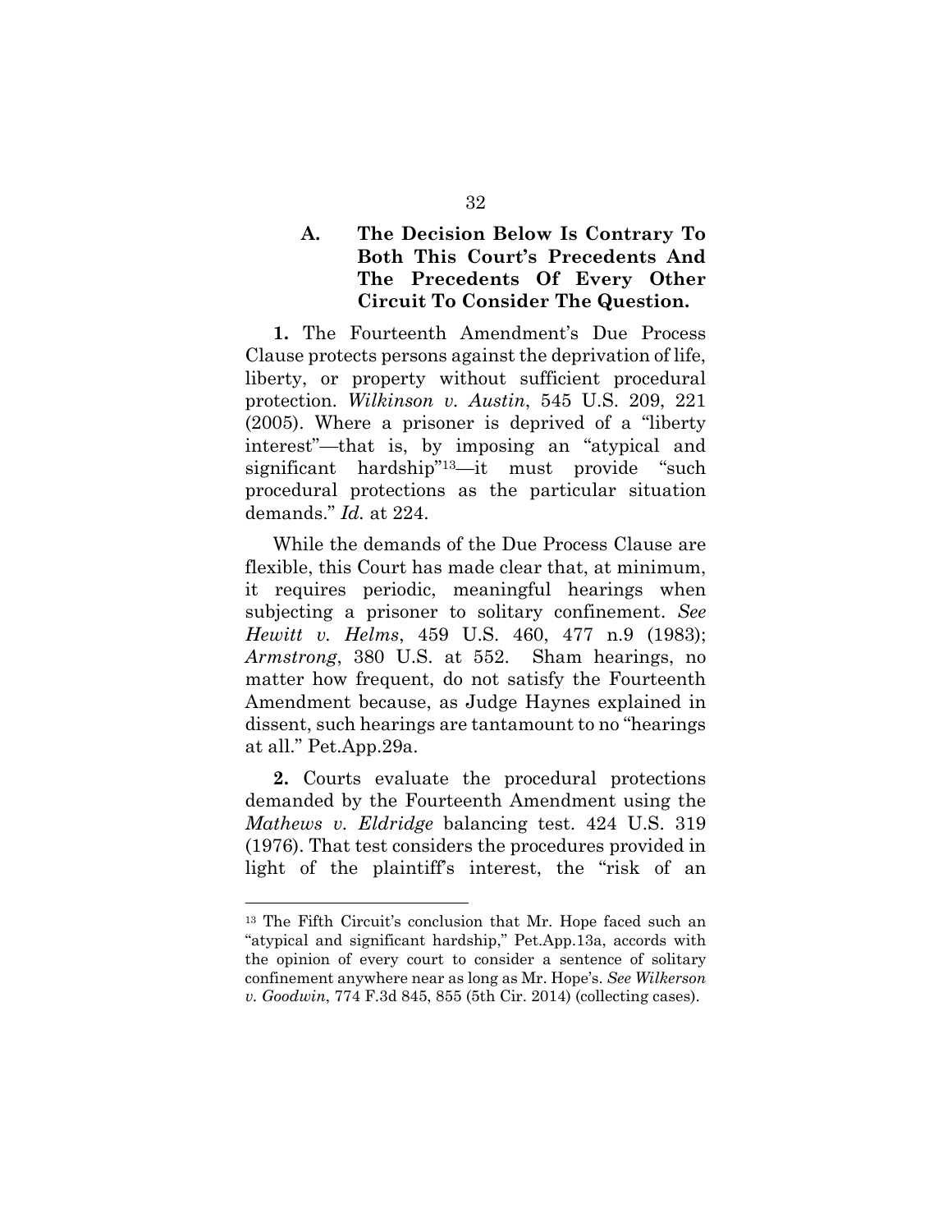### A. The Decision Below Is Contrary To Both This Court's Precedents And The Precedents Of Every Other Circuit To Consider The Question.

**1.** The Fourteenth Amendment's Due Process Clause protects persons against the deprivation of life, liberty, or property without sufficient procedural protection. *Wilkinson v. Austin*, 545 U.S. 209, 221 (2005). Where a prisoner is deprived of a "liberty interest"—that is, by imposing an "atypical and significant hardship"[13]—it must provide "such procedural protections as the particular situation demands." *Id.* at 224.

While the demands of the Due Process Clause are flexible, this Court has made clear that, at minimum, it requires periodic, meaningful hearings when subjecting a prisoner to solitary confinement. *See Hewitt v. Helms*, 459 U.S. 460, 477 n.9 (1983); *Armstrong*, 380 U.S. at 552. Sham hearings, no matter how frequent, do not satisfy the Fourteenth Amendment because, as Judge Haynes explained in dissent, such hearings are tantamount to no "hearings at all." Pet.App.29a.

**2.** Courts evaluate the procedural protections demanded by the Fourteenth Amendment using the *Mathews v. Eldridge* balancing test. 424 U.S. 319 (1976). That test considers the procedures provided in light of the plaintiff's interest, the "risk of an

---

[13] The Fifth Circuit's conclusion that Mr. Hope faced such an "atypical and significant hardship," Pet.App.13a, accords with the opinion of every court to consider a sentence of solitary confinement anywhere near as long as Mr. Hope's. *See Wilkerson v. Goodwin*, 774 F.3d 845, 855 (5th Cir. 2014) (collecting cases).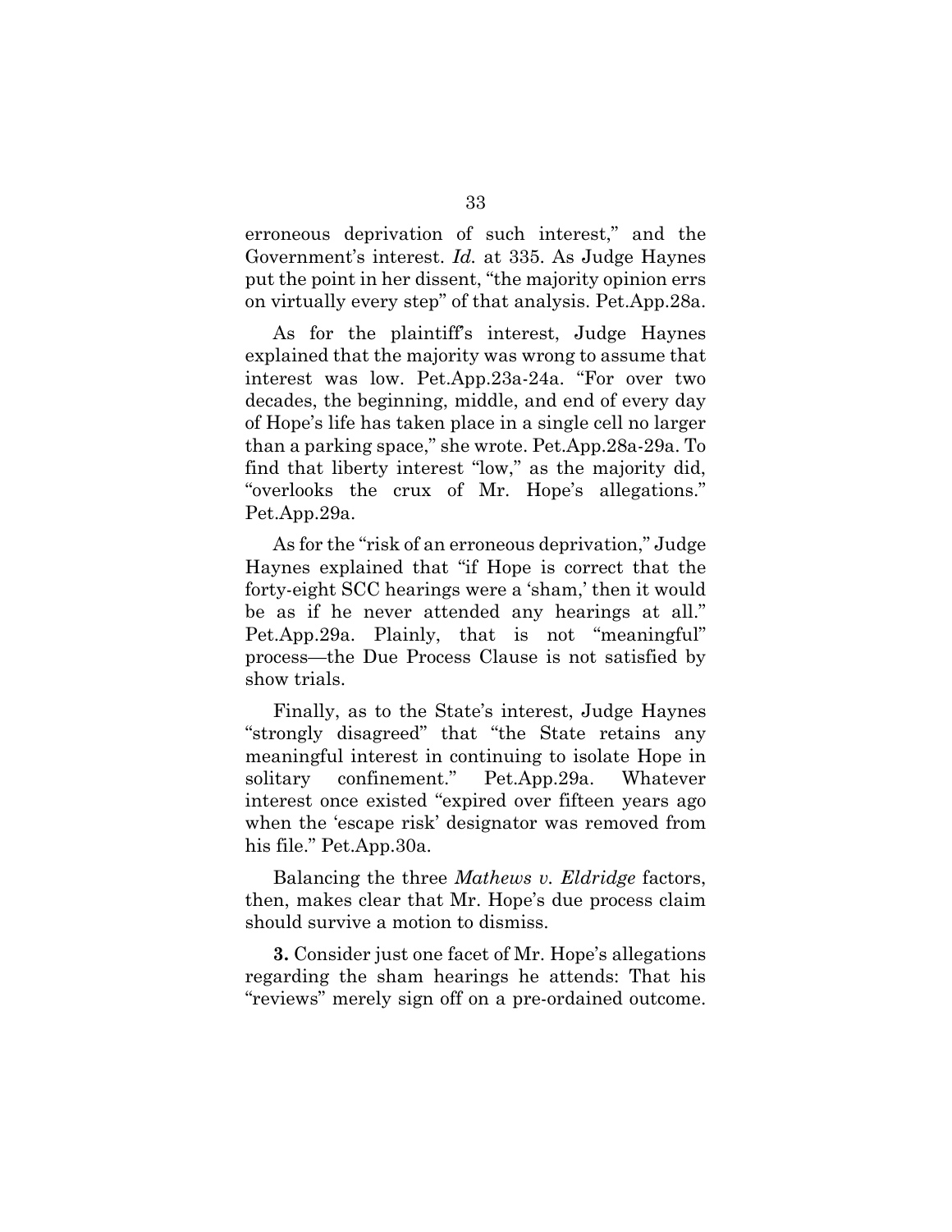erroneous deprivation of such interest," and the Government's interest. *Id.* at 335. As Judge Haynes put the point in her dissent, "the majority opinion errs on virtually every step" of that analysis. Pet.App.28a.

As for the plaintiff's interest, Judge Haynes explained that the majority was wrong to assume that interest was low. Pet.App.23a-24a. "For over two decades, the beginning, middle, and end of every day of Hope's life has taken place in a single cell no larger than a parking space," she wrote. Pet.App.28a-29a. To find that liberty interest "low," as the majority did, "overlooks the crux of Mr. Hope's allegations." Pet.App.29a.

As for the "risk of an erroneous deprivation," Judge Haynes explained that "if Hope is correct that the forty-eight SCC hearings were a 'sham,' then it would be as if he never attended any hearings at all." Pet.App.29a. Plainly, that is not "meaningful" process—the Due Process Clause is not satisfied by show trials.

Finally, as to the State's interest, Judge Haynes "strongly disagreed" that "the State retains any meaningful interest in continuing to isolate Hope in solitary confinement." Pet.App.29a. Whatever interest once existed "expired over fifteen years ago when the 'escape risk' designator was removed from his file." Pet.App.30a.

Balancing the three *Mathews v. Eldridge* factors, then, makes clear that Mr. Hope's due process claim should survive a motion to dismiss.

**3.** Consider just one facet of Mr. Hope's allegations regarding the sham hearings he attends: That his "reviews" merely sign off on a pre-ordained outcome.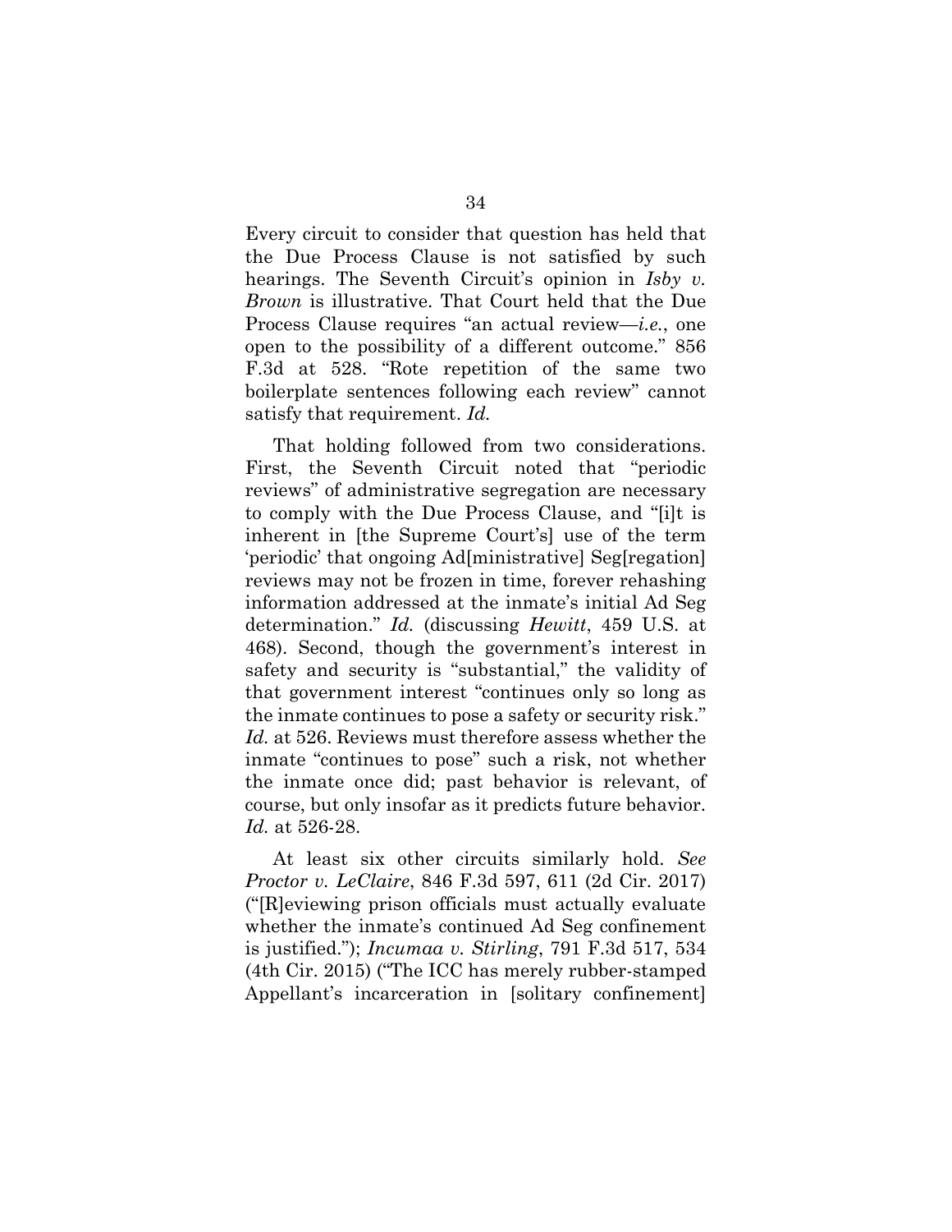Every circuit to consider that question has held that the Due Process Clause is not satisfied by such hearings. The Seventh Circuit's opinion in *Isby v. Brown* is illustrative. That Court held that the Due Process Clause requires "an actual review—*i.e.*, one open to the possibility of a different outcome." 856 F.3d at 528. "Rote repetition of the same two boilerplate sentences following each review" cannot satisfy that requirement. *Id.*

That holding followed from two considerations. First, the Seventh Circuit noted that "periodic reviews" of administrative segregation are necessary to comply with the Due Process Clause, and "[i]t is inherent in [the Supreme Court's] use of the term 'periodic' that ongoing Ad[ministrative] Seg[regation] reviews may not be frozen in time, forever rehashing information addressed at the inmate's initial Ad Seg determination." *Id.* (discussing *Hewitt*, 459 U.S. at 468). Second, though the government's interest in safety and security is "substantial," the validity of that government interest "continues only so long as the inmate continues to pose a safety or security risk." *Id.* at 526. Reviews must therefore assess whether the inmate "continues to pose" such a risk, not whether the inmate once did; past behavior is relevant, of course, but only insofar as it predicts future behavior. *Id.* at 526-28.

At least six other circuits similarly hold. *See Proctor v. LeClaire*, 846 F.3d 597, 611 (2d Cir. 2017) ("[R]eviewing prison officials must actually evaluate whether the inmate's continued Ad Seg confinement is justified."); *Incumaa v. Stirling*, 791 F.3d 517, 534 (4th Cir. 2015) ("The ICC has merely rubber-stamped Appellant's incarceration in [solitary confinement]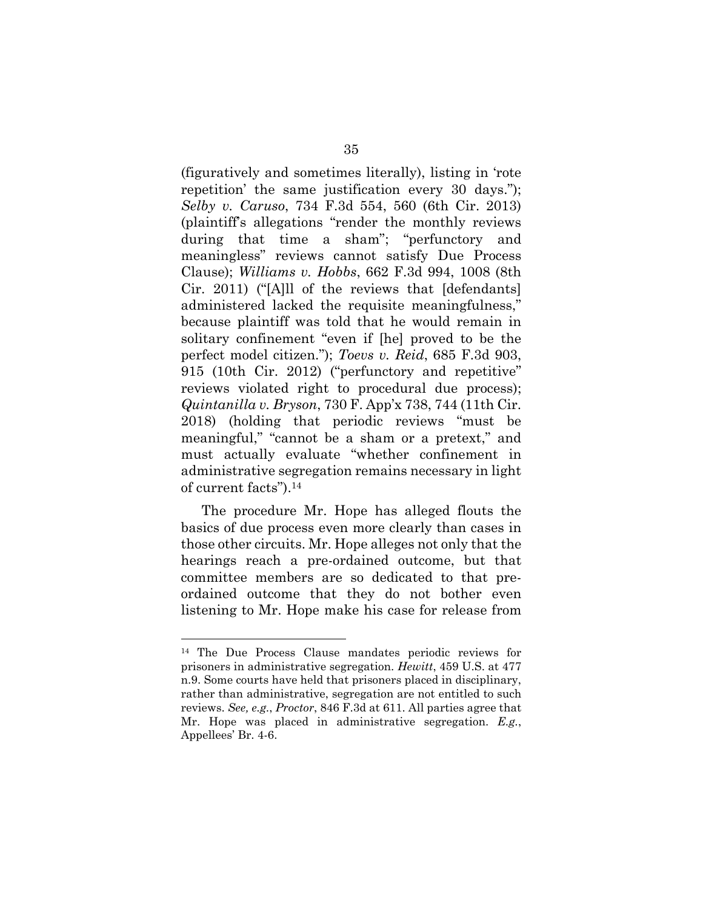(figuratively and sometimes literally), listing in 'rote repetition' the same justification every 30 days."); *Selby v. Caruso*, 734 F.3d 554, 560 (6th Cir. 2013) (plaintiff's allegations "render the monthly reviews during that time a sham"; "perfunctory and meaningless" reviews cannot satisfy Due Process Clause); *Williams v. Hobbs*, 662 F.3d 994, 1008 (8th Cir. 2011) ("[A]ll of the reviews that [defendants] administered lacked the requisite meaningfulness," because plaintiff was told that he would remain in solitary confinement "even if [he] proved to be the perfect model citizen."); *Toevs v. Reid*, 685 F.3d 903, 915 (10th Cir. 2012) ("perfunctory and repetitive" reviews violated right to procedural due process); *Quintanilla v. Bryson*, 730 F. App'x 738, 744 (11th Cir. 2018) (holding that periodic reviews "must be meaningful," "cannot be a sham or a pretext," and must actually evaluate "whether confinement in administrative segregation remains necessary in light of current facts").[14]

The procedure Mr. Hope has alleged flouts the basics of due process even more clearly than cases in those other circuits. Mr. Hope alleges not only that the hearings reach a pre-ordained outcome, but that committee members are so dedicated to that pre-ordained outcome that they do not bother even listening to Mr. Hope make his case for release from

---

[14] The Due Process Clause mandates periodic reviews for prisoners in administrative segregation. *Hewitt*, 459 U.S. at 477 n.9. Some courts have held that prisoners placed in disciplinary, rather than administrative, segregation are not entitled to such reviews. *See, e.g.*, *Proctor*, 846 F.3d at 611. All parties agree that Mr. Hope was placed in administrative segregation. *E.g.*, Appellees' Br. 4-6.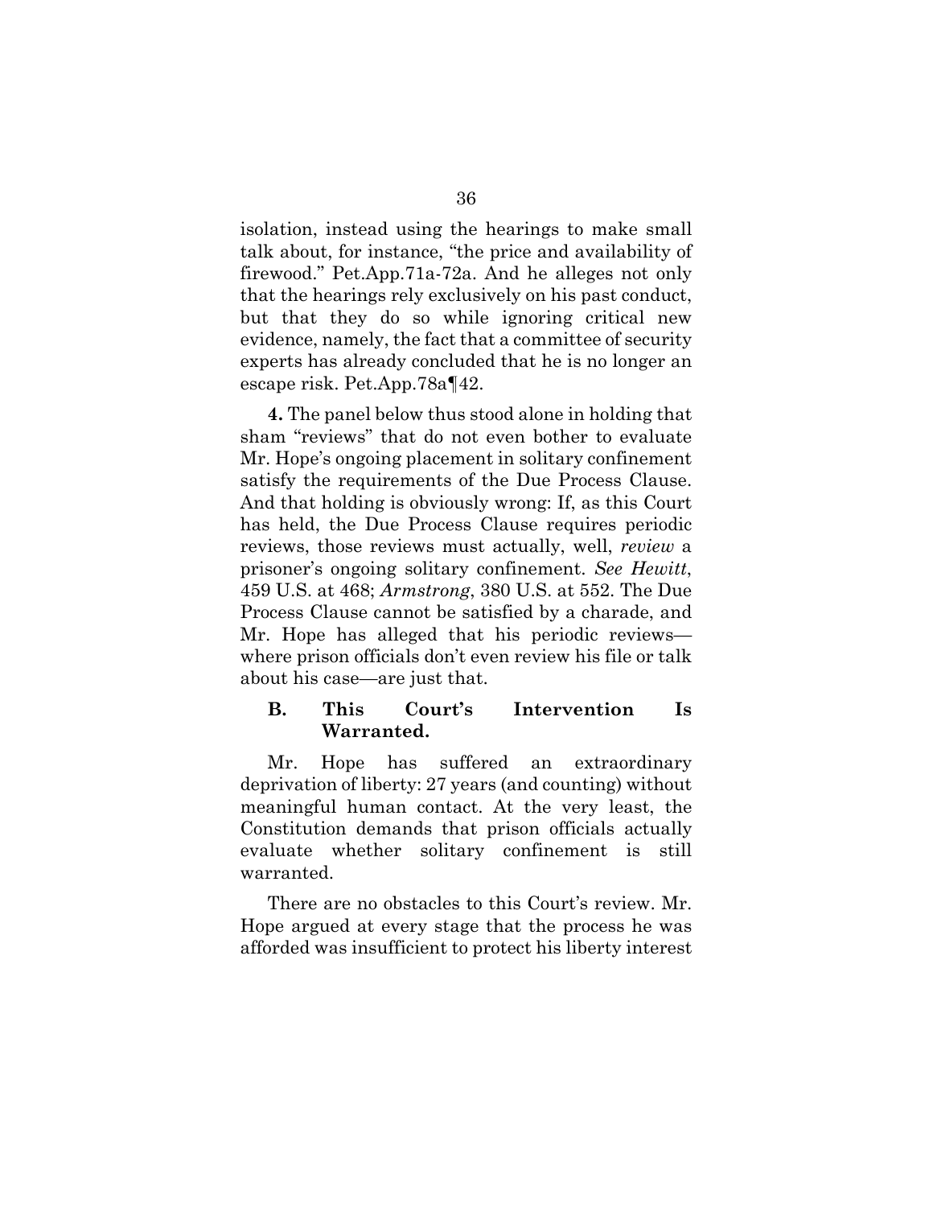isolation, instead using the hearings to make small talk about, for instance, "the price and availability of firewood." Pet.App.71a-72a. And he alleges not only that the hearings rely exclusively on his past conduct, but that they do so while ignoring critical new evidence, namely, the fact that a committee of security experts has already concluded that he is no longer an escape risk. Pet.App.78a¶42.

**4.** The panel below thus stood alone in holding that sham "reviews" that do not even bother to evaluate Mr. Hope's ongoing placement in solitary confinement satisfy the requirements of the Due Process Clause. And that holding is obviously wrong: If, as this Court has held, the Due Process Clause requires periodic reviews, those reviews must actually, well, *review* a prisoner's ongoing solitary confinement. *See Hewitt*, 459 U.S. at 468; *Armstrong*, 380 U.S. at 552. The Due Process Clause cannot be satisfied by a charade, and Mr. Hope has alleged that his periodic reviews—where prison officials don't even review his file or talk about his case—are just that.

### B. This Court's Intervention Is Warranted.

Mr. Hope has suffered an extraordinary deprivation of liberty: 27 years (and counting) without meaningful human contact. At the very least, the Constitution demands that prison officials actually evaluate whether solitary confinement is still warranted.

There are no obstacles to this Court's review. Mr. Hope argued at every stage that the process he was afforded was insufficient to protect his liberty interest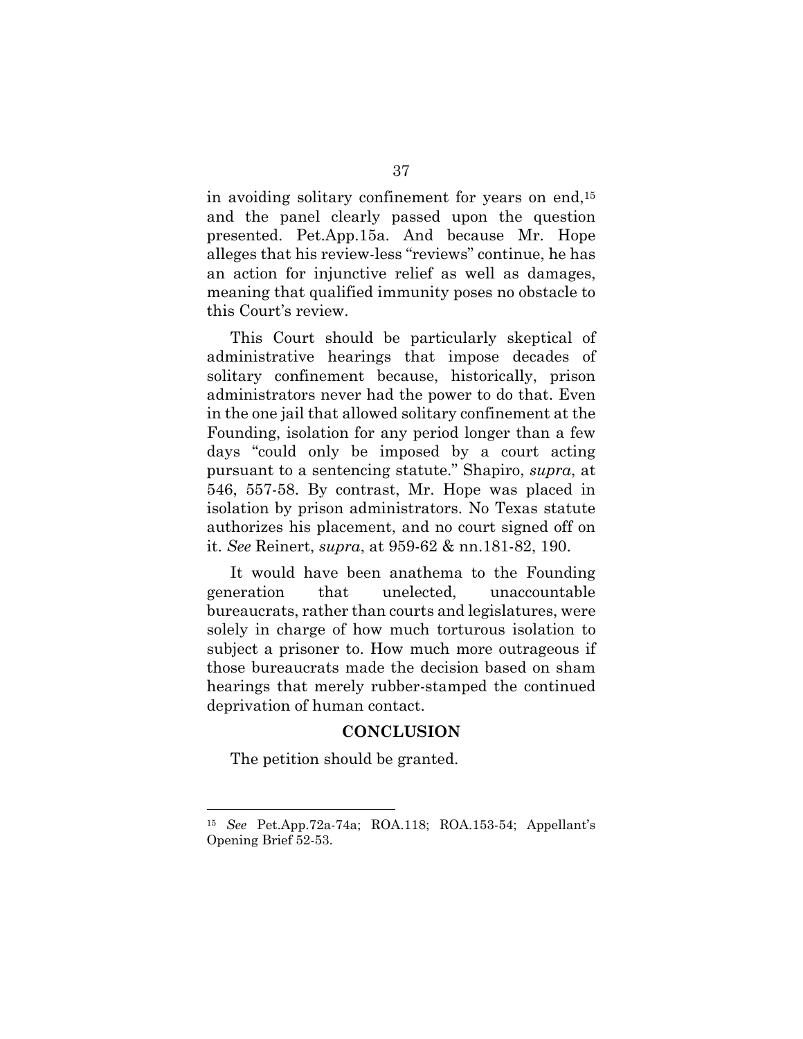in avoiding solitary confinement for years on end,[15] and the panel clearly passed upon the question presented. Pet.App.15a. And because Mr. Hope alleges that his review-less "reviews" continue, he has an action for injunctive relief as well as damages, meaning that qualified immunity poses no obstacle to this Court's review.

This Court should be particularly skeptical of administrative hearings that impose decades of solitary confinement because, historically, prison administrators never had the power to do that. Even in the one jail that allowed solitary confinement at the Founding, isolation for any period longer than a few days "could only be imposed by a court acting pursuant to a sentencing statute." Shapiro, *supra*, at 546, 557-58. By contrast, Mr. Hope was placed in isolation by prison administrators. No Texas statute authorizes his placement, and no court signed off on it. *See* Reinert, *supra*, at 959-62 & nn.181-82, 190.

It would have been anathema to the Founding generation that unelected, unaccountable bureaucrats, rather than courts and legislatures, were solely in charge of how much torturous isolation to subject a prisoner to. How much more outrageous if those bureaucrats made the decision based on sham hearings that merely rubber-stamped the continued deprivation of human contact.

## CONCLUSION

The petition should be granted.

---

[15] *See* Pet.App.72a-74a; ROA.118; ROA.153-54; Appellant's Opening Brief 52-53.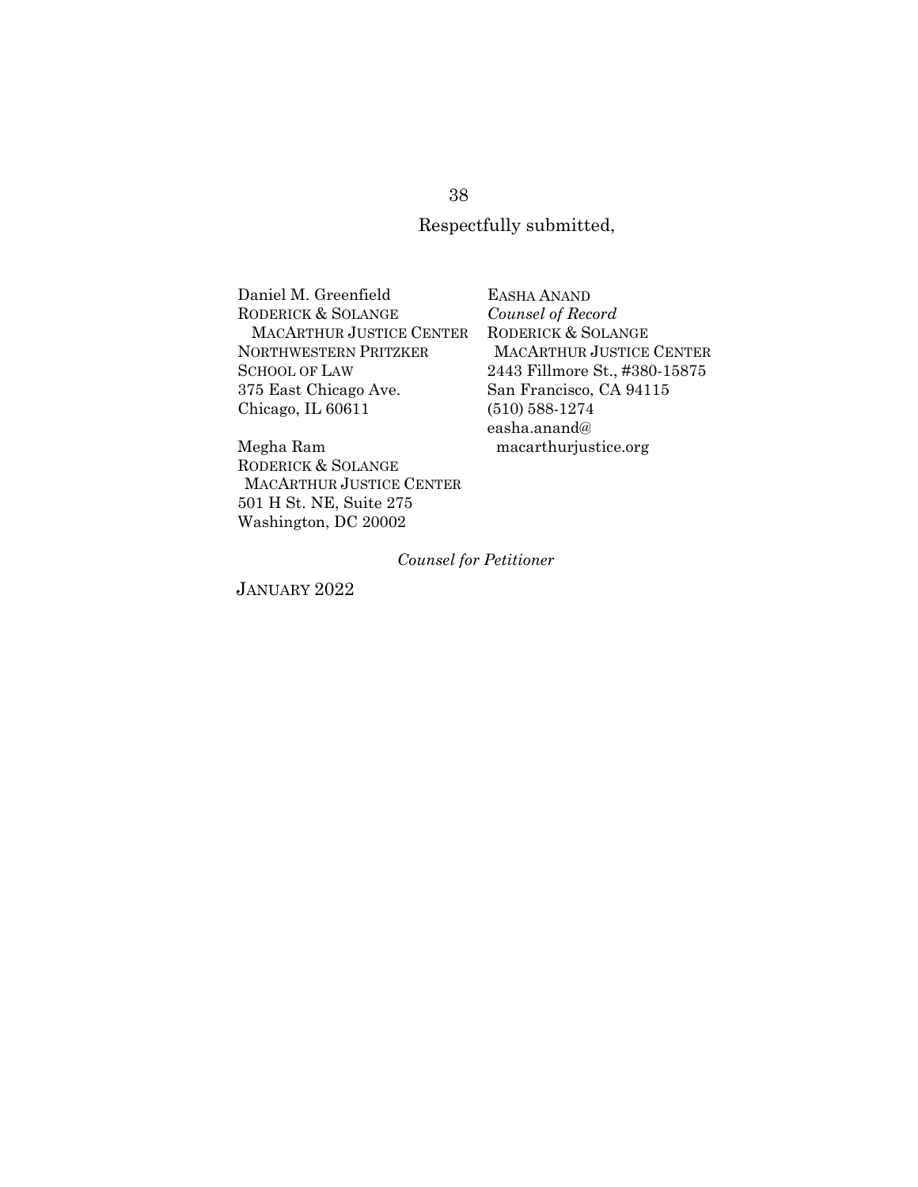Respectfully submitted,

EASHA ANAND
*Counsel of Record*
RODERICK & SOLANGE
MACARTHUR JUSTICE CENTER
2443 Fillmore St., #380-15875
San Francisco, CA 94115
(510) 588-1274
easha.anand@
macarthurjustice.org

Daniel M. Greenfield
RODERICK & SOLANGE
MACARTHUR JUSTICE CENTER
NORTHWESTERN PRITZKER
SCHOOL OF LAW
375 East Chicago Ave.
Chicago, IL 60611

Megha Ram
RODERICK & SOLANGE
MACARTHUR JUSTICE CENTER
501 H St. NE, Suite 275
Washington, DC 20002

*Counsel for Petitioner*

JANUARY 2022